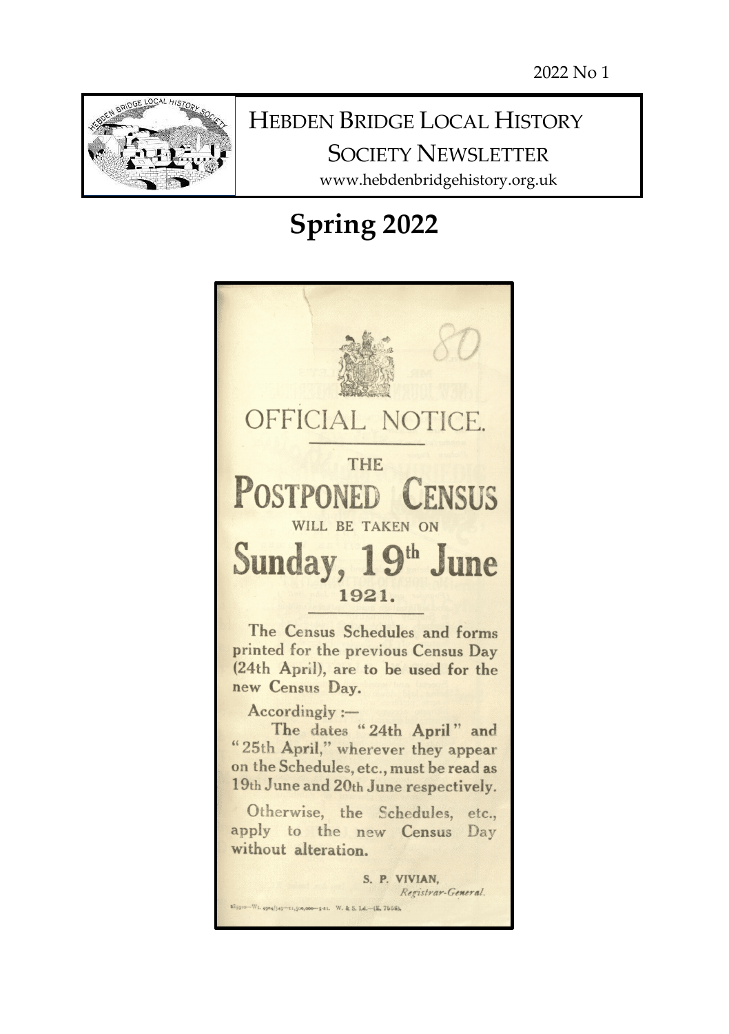2022 No 1

# HEBDEN BRIDGE LOCAL HISTORY SOCIETY NEWSLETTER

www.hebdenbridgehistory.org.uk

## Spring 2022

80

OFFICIAL NOTICE.

THE

**POSTPONED CENSUS**

WILL BE TAKEN ON

**Sunday, 19th June 1921.**

The Census Schedules and forms printed for the previous Census Day (24th April), are to be used for the new Census Day.

Accordingly :—

The dates "24th April" and "25th April," wherever they appear on the Schedules, etc., must be read as 19th June and 20th June respectively.

Otherwise, the Schedules, etc., apply to the new Census Day without alteration.

S. P. VIVIAN,
*Registrar-General.*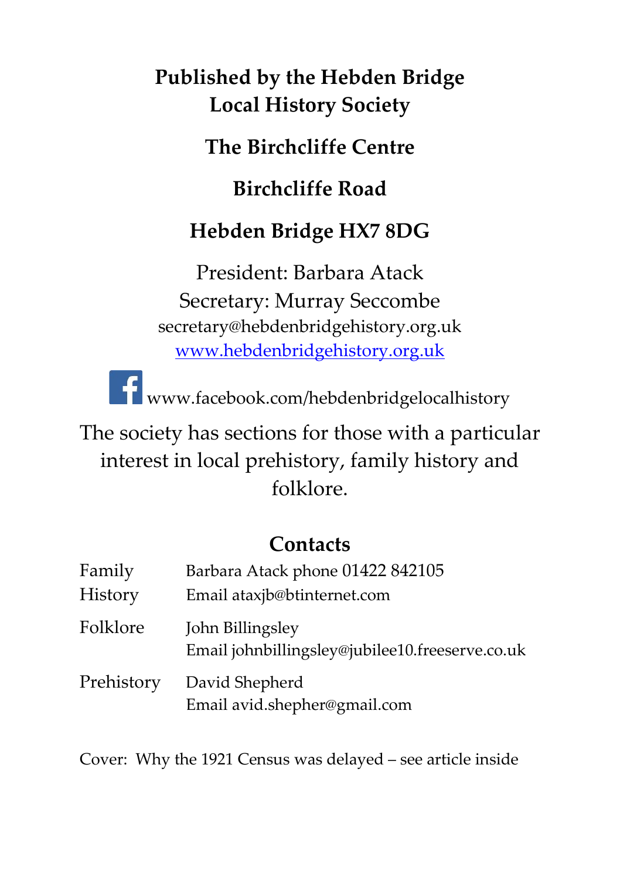**Published by the Hebden Bridge Local History Society**

**The Birchcliffe Centre**

**Birchcliffe Road**

**Hebden Bridge HX7 8DG**

President: Barbara Atack
Secretary: Murray Seccombe
secretary@hebdenbridgehistory.org.uk
www.hebdenbridgehistory.org.uk

www.facebook.com/hebdenbridgelocalhistory

The society has sections for those with a particular interest in local prehistory, family history and folklore.

## Contacts

| | |
|---|---|
| Family History | Barbara Atack phone 01422 842105<br>Email ataxjb@btinternet.com |
| Folklore | John Billingsley<br>Email johnbillingsley@jubilee10.freeserve.co.uk |
| Prehistory | David Shepherd<br>Email avid.shepher@gmail.com |

Cover: Why the 1921 Census was delayed – see article inside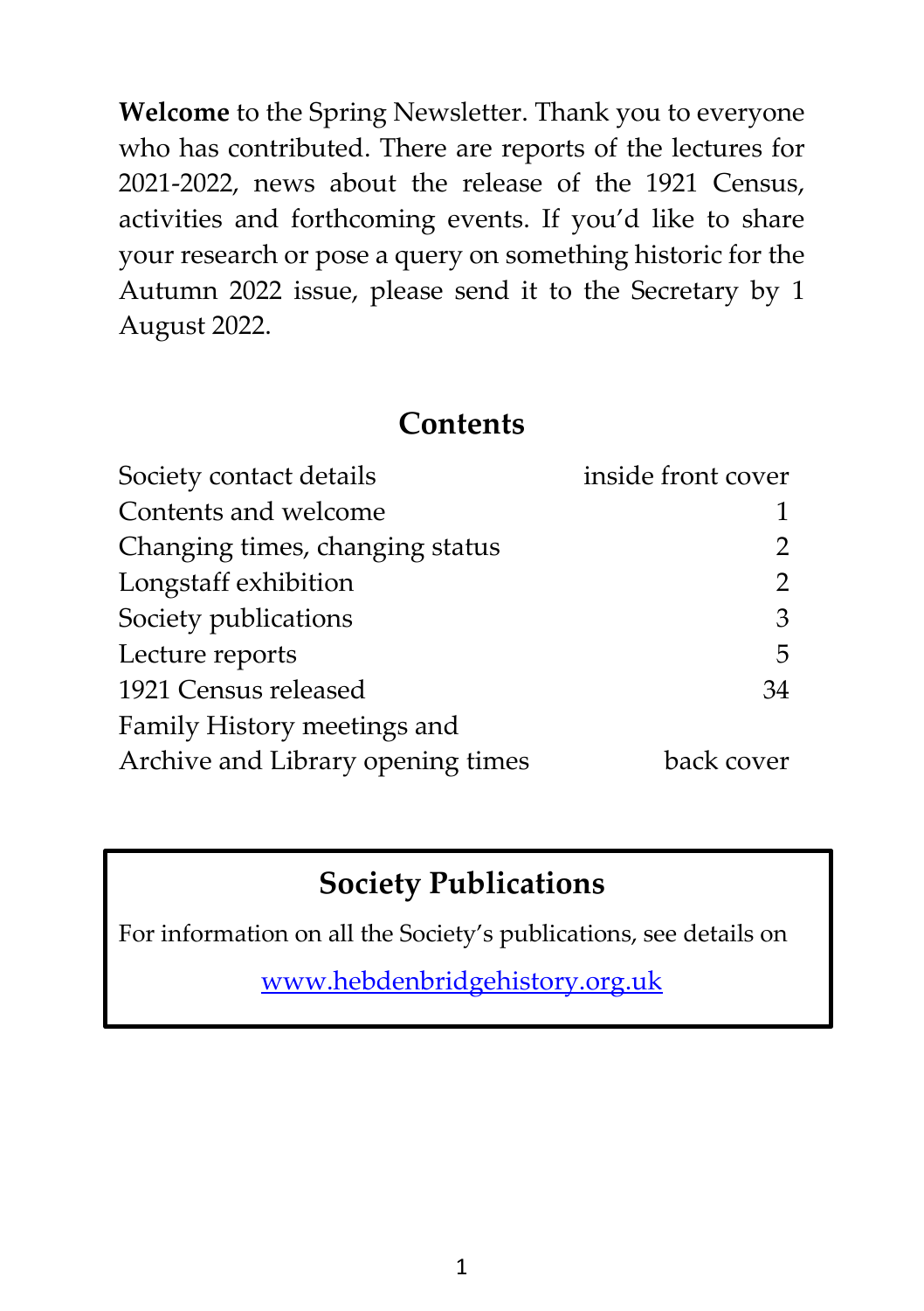**Welcome** to the Spring Newsletter. Thank you to everyone who has contributed. There are reports of the lectures for 2021-2022, news about the release of the 1921 Census, activities and forthcoming events. If you'd like to share your research or pose a query on something historic for the Autumn 2022 issue, please send it to the Secretary by 1 August 2022.

## Contents

| | |
|---|---|
| Society contact details | inside front cover |
| Contents and welcome | 1 |
| Changing times, changing status | 2 |
| Longstaff exhibition | 2 |
| Society publications | 3 |
| Lecture reports | 5 |
| 1921 Census released | 34 |
| Family History meetings and Archive and Library opening times | back cover |

## Society Publications

For information on all the Society's publications, see details on

www.hebdenbridgehistory.org.uk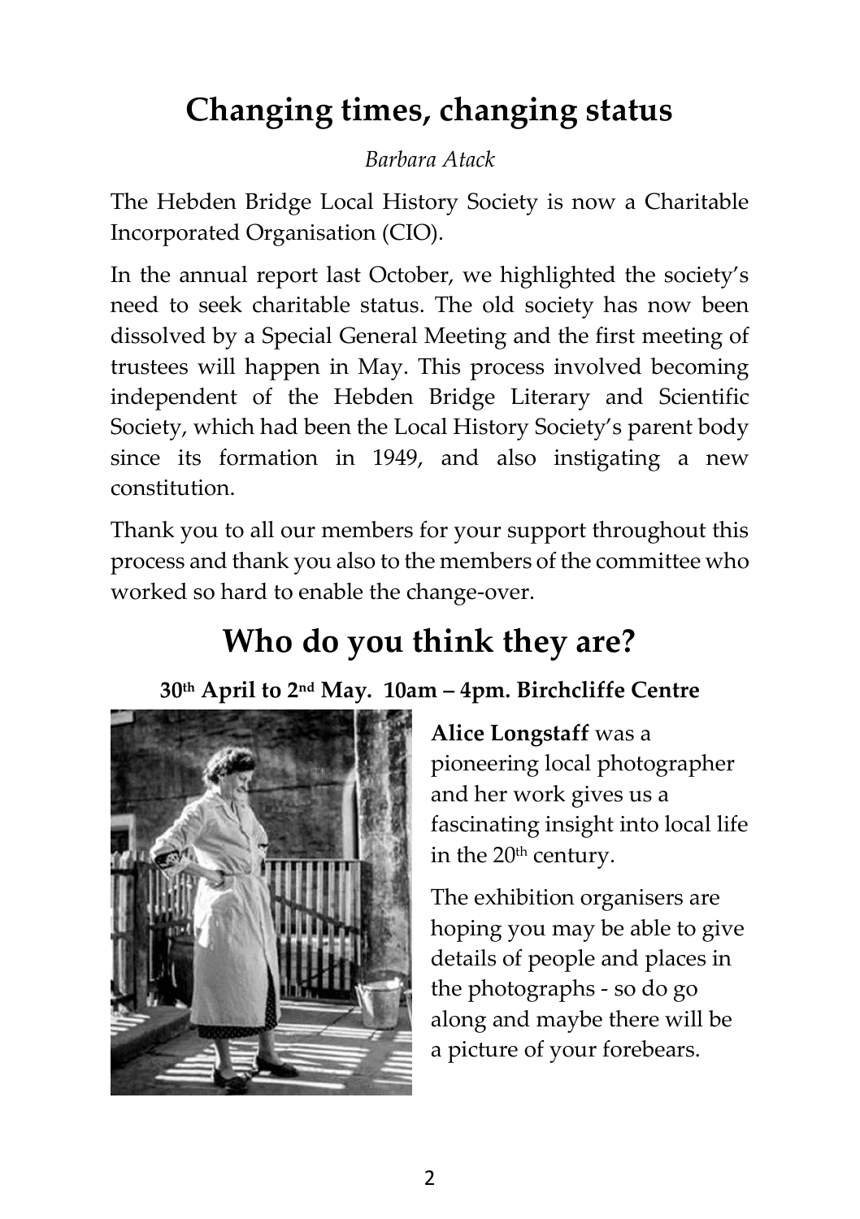# Changing times, changing status

*Barbara Atack*

The Hebden Bridge Local History Society is now a Charitable Incorporated Organisation (CIO).

In the annual report last October, we highlighted the society's need to seek charitable status. The old society has now been dissolved by a Special General Meeting and the first meeting of trustees will happen in May. This process involved becoming independent of the Hebden Bridge Literary and Scientific Society, which had been the Local History Society's parent body since its formation in 1949, and also instigating a new constitution.

Thank you to all our members for your support throughout this process and thank you also to the members of the committee who worked so hard to enable the change-over.

# Who do you think they are?

**30th April to 2nd May. 10am – 4pm. Birchcliffe Centre**

**Alice Longstaff** was a pioneering local photographer and her work gives us a fascinating insight into local life in the 20th century.

The exhibition organisers are hoping you may be able to give details of people and places in the photographs - so do go along and maybe there will be a picture of your forebears.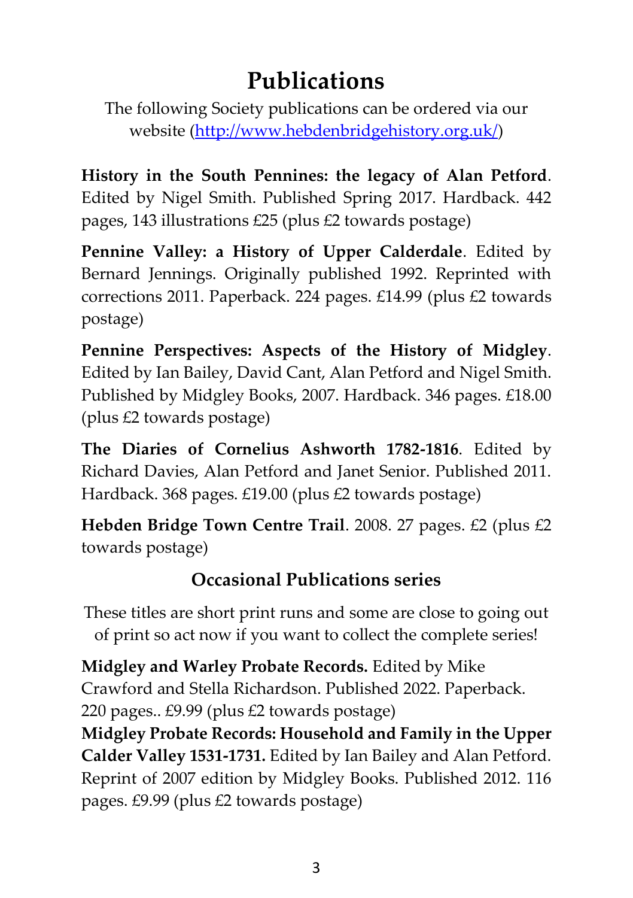# Publications

The following Society publications can be ordered via our website (http://www.hebdenbridgehistory.org.uk/)

**History in the South Pennines: the legacy of Alan Petford**. Edited by Nigel Smith. Published Spring 2017. Hardback. 442 pages, 143 illustrations £25 (plus £2 towards postage)

**Pennine Valley: a History of Upper Calderdale**. Edited by Bernard Jennings. Originally published 1992. Reprinted with corrections 2011. Paperback. 224 pages. £14.99 (plus £2 towards postage)

**Pennine Perspectives: Aspects of the History of Midgley**. Edited by Ian Bailey, David Cant, Alan Petford and Nigel Smith. Published by Midgley Books, 2007. Hardback. 346 pages. £18.00 (plus £2 towards postage)

**The Diaries of Cornelius Ashworth 1782-1816**. Edited by Richard Davies, Alan Petford and Janet Senior. Published 2011. Hardback. 368 pages. £19.00 (plus £2 towards postage)

**Hebden Bridge Town Centre Trail**. 2008. 27 pages. £2 (plus £2 towards postage)

## Occasional Publications series

These titles are short print runs and some are close to going out of print so act now if you want to collect the complete series!

**Midgley and Warley Probate Records.** Edited by Mike Crawford and Stella Richardson. Published 2022. Paperback. 220 pages.. £9.99 (plus £2 towards postage)

**Midgley Probate Records: Household and Family in the Upper Calder Valley 1531-1731.** Edited by Ian Bailey and Alan Petford. Reprint of 2007 edition by Midgley Books. Published 2012. 116 pages. £9.99 (plus £2 towards postage)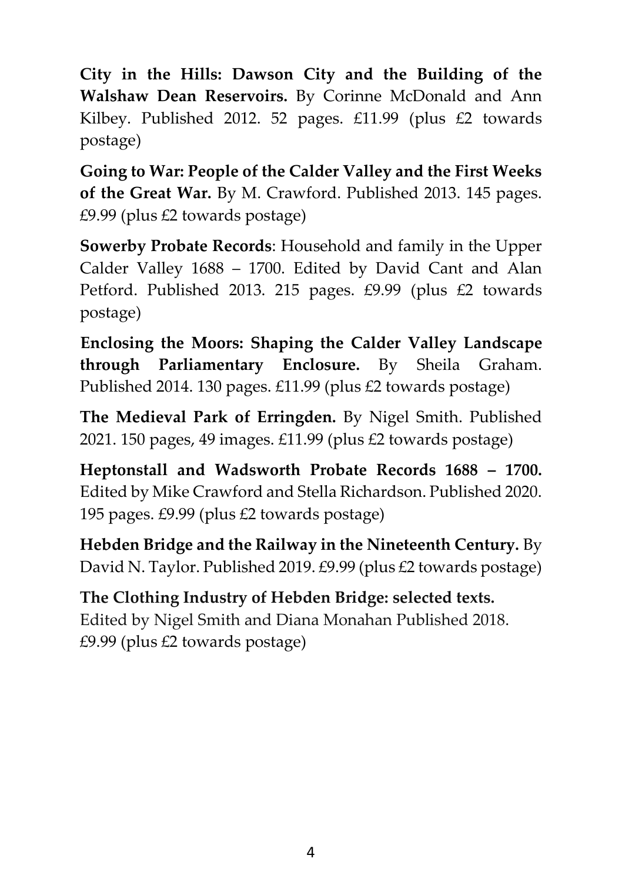**City in the Hills: Dawson City and the Building of the Walshaw Dean Reservoirs.** By Corinne McDonald and Ann Kilbey. Published 2012. 52 pages. £11.99 (plus £2 towards postage)

**Going to War: People of the Calder Valley and the First Weeks of the Great War.** By M. Crawford. Published 2013. 145 pages. £9.99 (plus £2 towards postage)

**Sowerby Probate Records**: Household and family in the Upper Calder Valley 1688 – 1700. Edited by David Cant and Alan Petford. Published 2013. 215 pages. £9.99 (plus £2 towards postage)

**Enclosing the Moors: Shaping the Calder Valley Landscape through Parliamentary Enclosure.** By Sheila Graham. Published 2014. 130 pages. £11.99 (plus £2 towards postage)

**The Medieval Park of Erringden.** By Nigel Smith. Published 2021. 150 pages, 49 images. £11.99 (plus £2 towards postage)

**Heptonstall and Wadsworth Probate Records 1688 – 1700.** Edited by Mike Crawford and Stella Richardson. Published 2020. 195 pages. £9.99 (plus £2 towards postage)

**Hebden Bridge and the Railway in the Nineteenth Century.** By David N. Taylor. Published 2019. £9.99 (plus £2 towards postage)

**The Clothing Industry of Hebden Bridge: selected texts.** Edited by Nigel Smith and Diana Monahan Published 2018. £9.99 (plus £2 towards postage)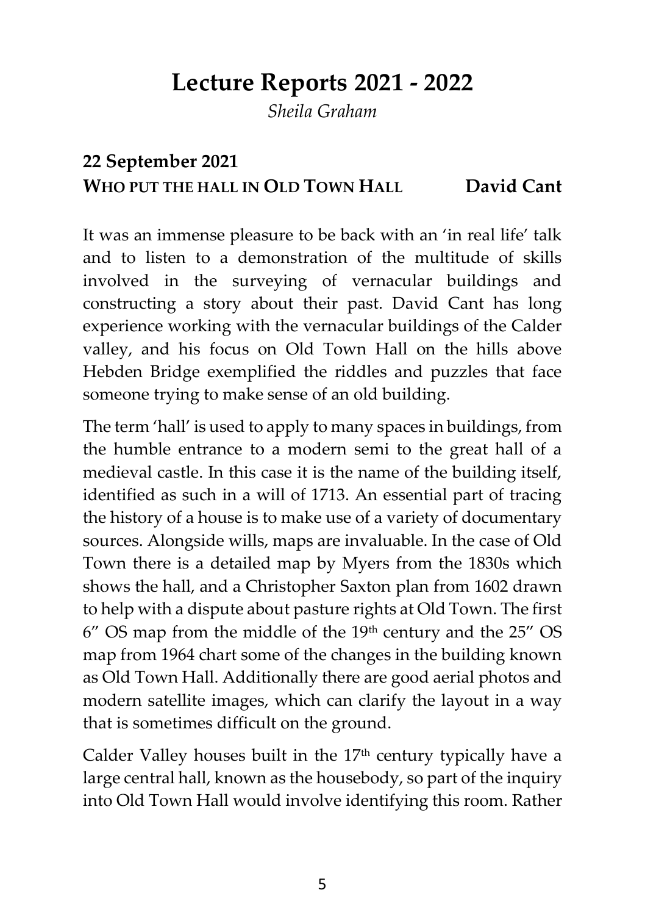# Lecture Reports 2021 - 2022

*Sheila Graham*

## 22 September 2021

**WHO PUT THE HALL IN OLD TOWN HALL — David Cant**

It was an immense pleasure to be back with an 'in real life' talk and to listen to a demonstration of the multitude of skills involved in the surveying of vernacular buildings and constructing a story about their past. David Cant has long experience working with the vernacular buildings of the Calder valley, and his focus on Old Town Hall on the hills above Hebden Bridge exemplified the riddles and puzzles that face someone trying to make sense of an old building.

The term 'hall' is used to apply to many spaces in buildings, from the humble entrance to a modern semi to the great hall of a medieval castle. In this case it is the name of the building itself, identified as such in a will of 1713. An essential part of tracing the history of a house is to make use of a variety of documentary sources. Alongside wills, maps are invaluable. In the case of Old Town there is a detailed map by Myers from the 1830s which shows the hall, and a Christopher Saxton plan from 1602 drawn to help with a dispute about pasture rights at Old Town. The first 6" OS map from the middle of the 19th century and the 25" OS map from 1964 chart some of the changes in the building known as Old Town Hall. Additionally there are good aerial photos and modern satellite images, which can clarify the layout in a way that is sometimes difficult on the ground.

Calder Valley houses built in the 17th century typically have a large central hall, known as the housebody, so part of the inquiry into Old Town Hall would involve identifying this room. Rather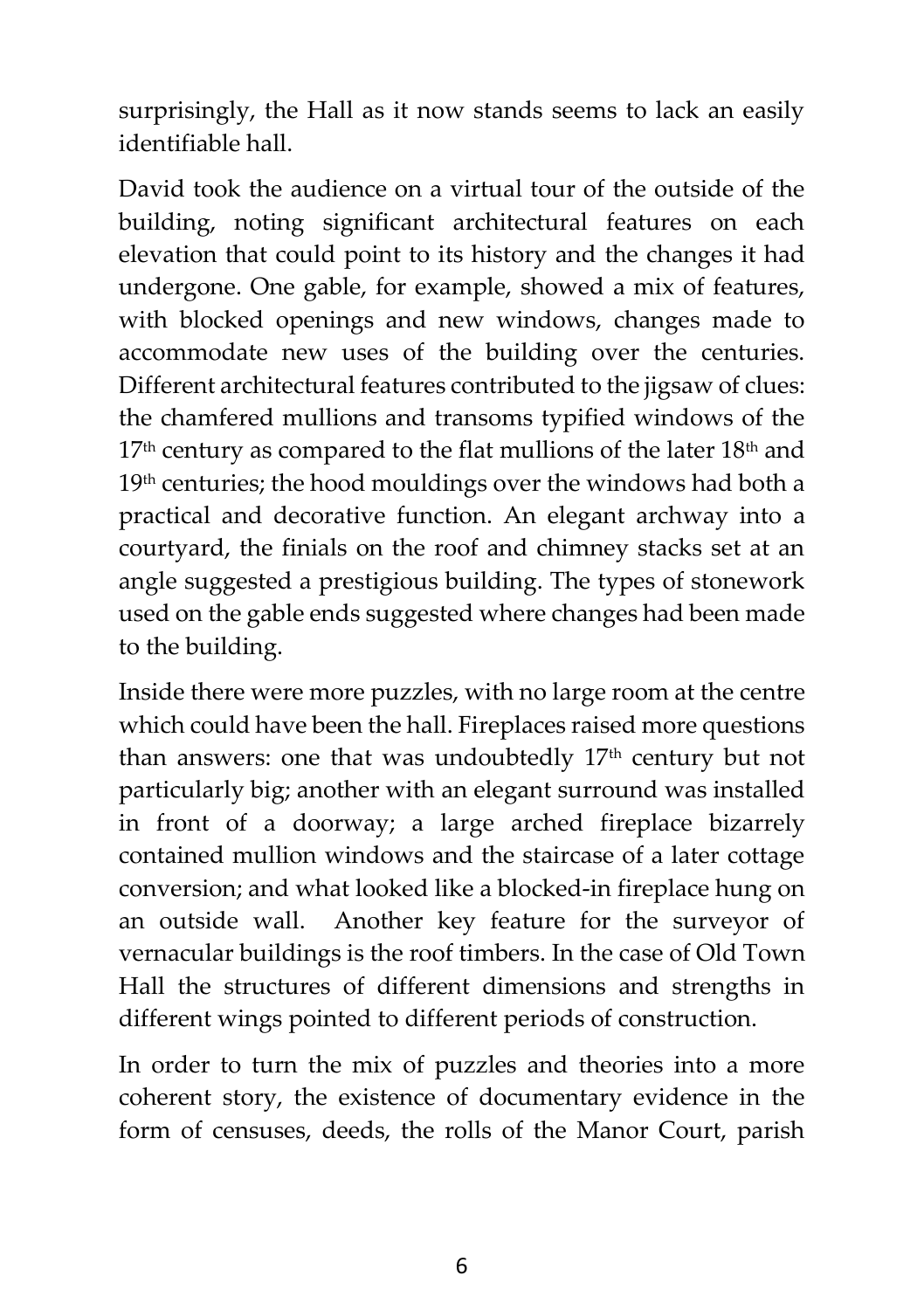surprisingly, the Hall as it now stands seems to lack an easily identifiable hall.

David took the audience on a virtual tour of the outside of the building, noting significant architectural features on each elevation that could point to its history and the changes it had undergone. One gable, for example, showed a mix of features, with blocked openings and new windows, changes made to accommodate new uses of the building over the centuries. Different architectural features contributed to the jigsaw of clues: the chamfered mullions and transoms typified windows of the 17th century as compared to the flat mullions of the later 18th and 19th centuries; the hood mouldings over the windows had both a practical and decorative function. An elegant archway into a courtyard, the finials on the roof and chimney stacks set at an angle suggested a prestigious building. The types of stonework used on the gable ends suggested where changes had been made to the building.

Inside there were more puzzles, with no large room at the centre which could have been the hall. Fireplaces raised more questions than answers: one that was undoubtedly 17th century but not particularly big; another with an elegant surround was installed in front of a doorway; a large arched fireplace bizarrely contained mullion windows and the staircase of a later cottage conversion; and what looked like a blocked-in fireplace hung on an outside wall. Another key feature for the surveyor of vernacular buildings is the roof timbers. In the case of Old Town Hall the structures of different dimensions and strengths in different wings pointed to different periods of construction.

In order to turn the mix of puzzles and theories into a more coherent story, the existence of documentary evidence in the form of censuses, deeds, the rolls of the Manor Court, parish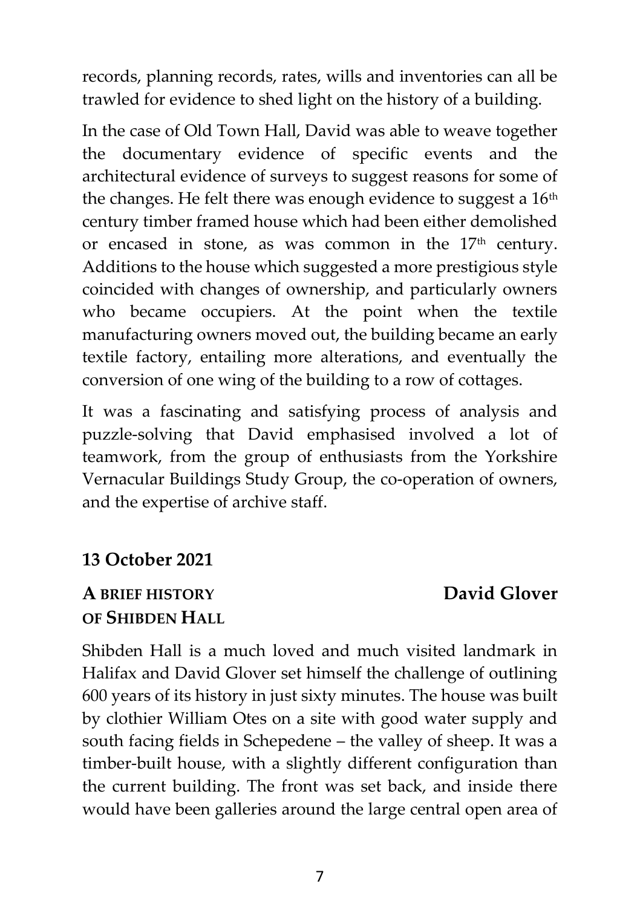records, planning records, rates, wills and inventories can all be trawled for evidence to shed light on the history of a building.

In the case of Old Town Hall, David was able to weave together the documentary evidence of specific events and the architectural evidence of surveys to suggest reasons for some of the changes. He felt there was enough evidence to suggest a 16th century timber framed house which had been either demolished or encased in stone, as was common in the 17th century. Additions to the house which suggested a more prestigious style coincided with changes of ownership, and particularly owners who became occupiers. At the point when the textile manufacturing owners moved out, the building became an early textile factory, entailing more alterations, and eventually the conversion of one wing of the building to a row of cottages.

It was a fascinating and satisfying process of analysis and puzzle-solving that David emphasised involved a lot of teamwork, from the group of enthusiasts from the Yorkshire Vernacular Buildings Study Group, the co-operation of owners, and the expertise of archive staff.

## 13 October 2021

### A BRIEF HISTORY OF SHIBDEN HALL — David Glover

Shibden Hall is a much loved and much visited landmark in Halifax and David Glover set himself the challenge of outlining 600 years of its history in just sixty minutes. The house was built by clothier William Otes on a site with good water supply and south facing fields in Schepedene – the valley of sheep. It was a timber-built house, with a slightly different configuration than the current building. The front was set back, and inside there would have been galleries around the large central open area of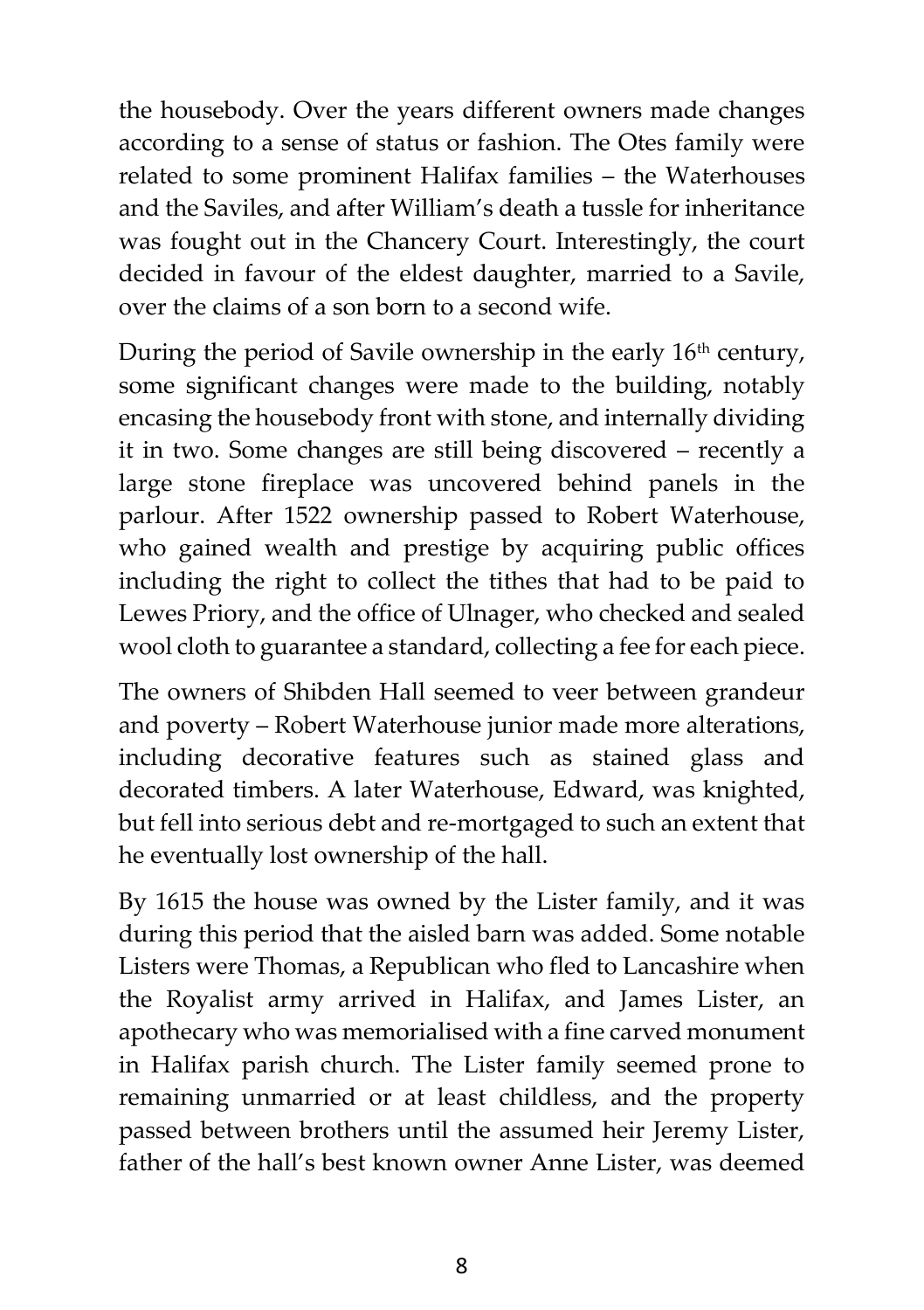the housebody. Over the years different owners made changes according to a sense of status or fashion. The Otes family were related to some prominent Halifax families – the Waterhouses and the Saviles, and after William's death a tussle for inheritance was fought out in the Chancery Court. Interestingly, the court decided in favour of the eldest daughter, married to a Savile, over the claims of a son born to a second wife.

During the period of Savile ownership in the early 16th century, some significant changes were made to the building, notably encasing the housebody front with stone, and internally dividing it in two. Some changes are still being discovered – recently a large stone fireplace was uncovered behind panels in the parlour. After 1522 ownership passed to Robert Waterhouse, who gained wealth and prestige by acquiring public offices including the right to collect the tithes that had to be paid to Lewes Priory, and the office of Ulnager, who checked and sealed wool cloth to guarantee a standard, collecting a fee for each piece.

The owners of Shibden Hall seemed to veer between grandeur and poverty – Robert Waterhouse junior made more alterations, including decorative features such as stained glass and decorated timbers. A later Waterhouse, Edward, was knighted, but fell into serious debt and re-mortgaged to such an extent that he eventually lost ownership of the hall.

By 1615 the house was owned by the Lister family, and it was during this period that the aisled barn was added. Some notable Listers were Thomas, a Republican who fled to Lancashire when the Royalist army arrived in Halifax, and James Lister, an apothecary who was memorialised with a fine carved monument in Halifax parish church. The Lister family seemed prone to remaining unmarried or at least childless, and the property passed between brothers until the assumed heir Jeremy Lister, father of the hall's best known owner Anne Lister, was deemed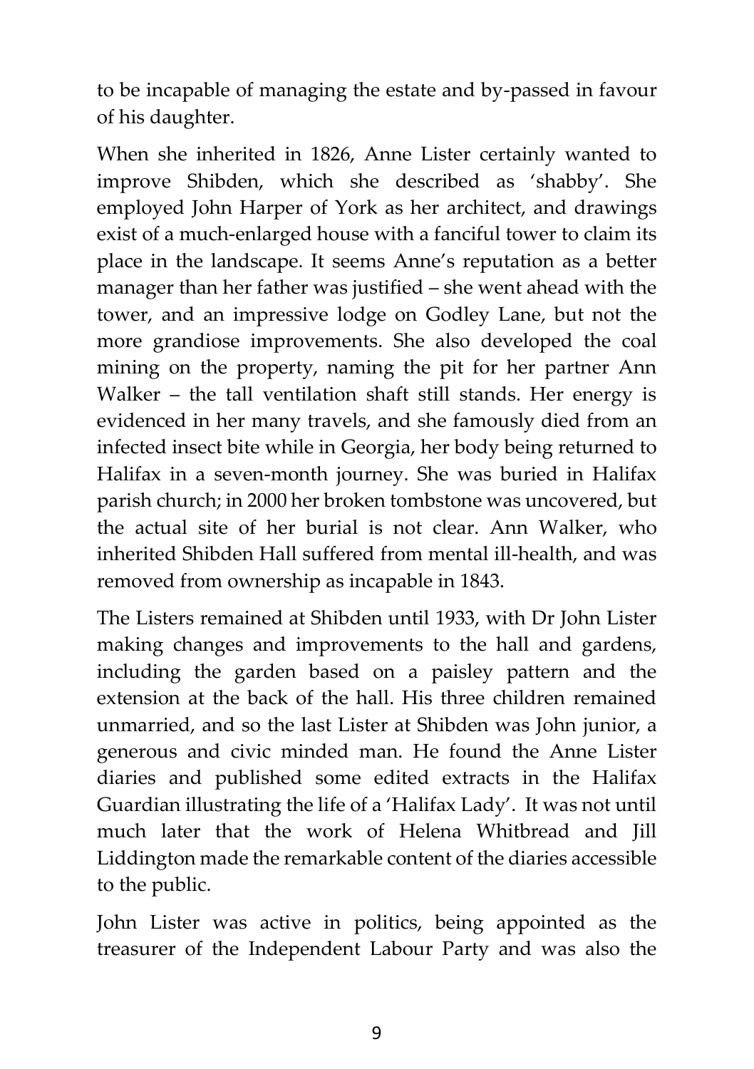to be incapable of managing the estate and by-passed in favour of his daughter.

When she inherited in 1826, Anne Lister certainly wanted to improve Shibden, which she described as 'shabby'. She employed John Harper of York as her architect, and drawings exist of a much-enlarged house with a fanciful tower to claim its place in the landscape. It seems Anne's reputation as a better manager than her father was justified – she went ahead with the tower, and an impressive lodge on Godley Lane, but not the more grandiose improvements. She also developed the coal mining on the property, naming the pit for her partner Ann Walker – the tall ventilation shaft still stands. Her energy is evidenced in her many travels, and she famously died from an infected insect bite while in Georgia, her body being returned to Halifax in a seven-month journey. She was buried in Halifax parish church; in 2000 her broken tombstone was uncovered, but the actual site of her burial is not clear. Ann Walker, who inherited Shibden Hall suffered from mental ill-health, and was removed from ownership as incapable in 1843.

The Listers remained at Shibden until 1933, with Dr John Lister making changes and improvements to the hall and gardens, including the garden based on a paisley pattern and the extension at the back of the hall. His three children remained unmarried, and so the last Lister at Shibden was John junior, a generous and civic minded man. He found the Anne Lister diaries and published some edited extracts in the Halifax Guardian illustrating the life of a 'Halifax Lady'. It was not until much later that the work of Helena Whitbread and Jill Liddington made the remarkable content of the diaries accessible to the public.

John Lister was active in politics, being appointed as the treasurer of the Independent Labour Party and was also the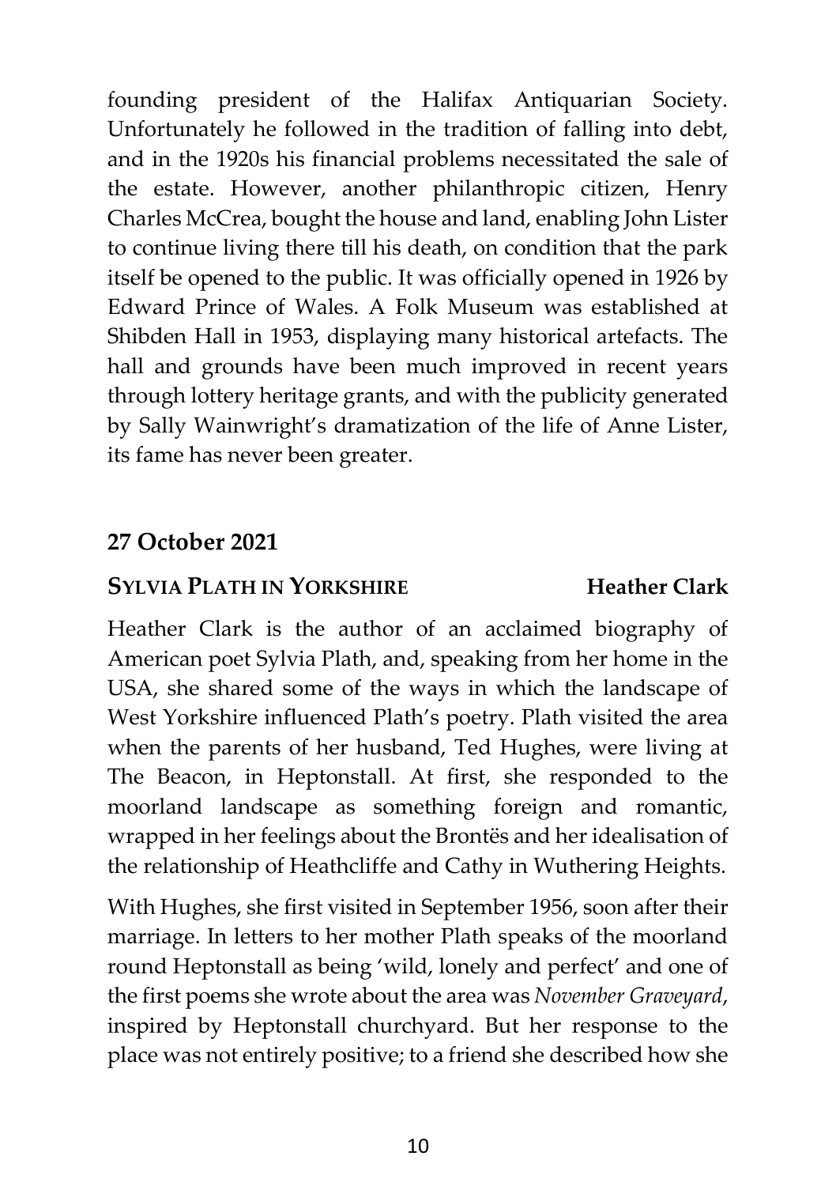founding president of the Halifax Antiquarian Society. Unfortunately he followed in the tradition of falling into debt, and in the 1920s his financial problems necessitated the sale of the estate. However, another philanthropic citizen, Henry Charles McCrea, bought the house and land, enabling John Lister to continue living there till his death, on condition that the park itself be opened to the public. It was officially opened in 1926 by Edward Prince of Wales. A Folk Museum was established at Shibden Hall in 1953, displaying many historical artefacts. The hall and grounds have been much improved in recent years through lottery heritage grants, and with the publicity generated by Sally Wainwright's dramatization of the life of Anne Lister, its fame has never been greater.

## 27 October 2021

### SYLVIA PLATH IN YORKSHIRE — Heather Clark

Heather Clark is the author of an acclaimed biography of American poet Sylvia Plath, and, speaking from her home in the USA, she shared some of the ways in which the landscape of West Yorkshire influenced Plath's poetry. Plath visited the area when the parents of her husband, Ted Hughes, were living at The Beacon, in Heptonstall. At first, she responded to the moorland landscape as something foreign and romantic, wrapped in her feelings about the Brontës and her idealisation of the relationship of Heathcliffe and Cathy in Wuthering Heights.

With Hughes, she first visited in September 1956, soon after their marriage. In letters to her mother Plath speaks of the moorland round Heptonstall as being 'wild, lonely and perfect' and one of the first poems she wrote about the area was *November Graveyard*, inspired by Heptonstall churchyard. But her response to the place was not entirely positive; to a friend she described how she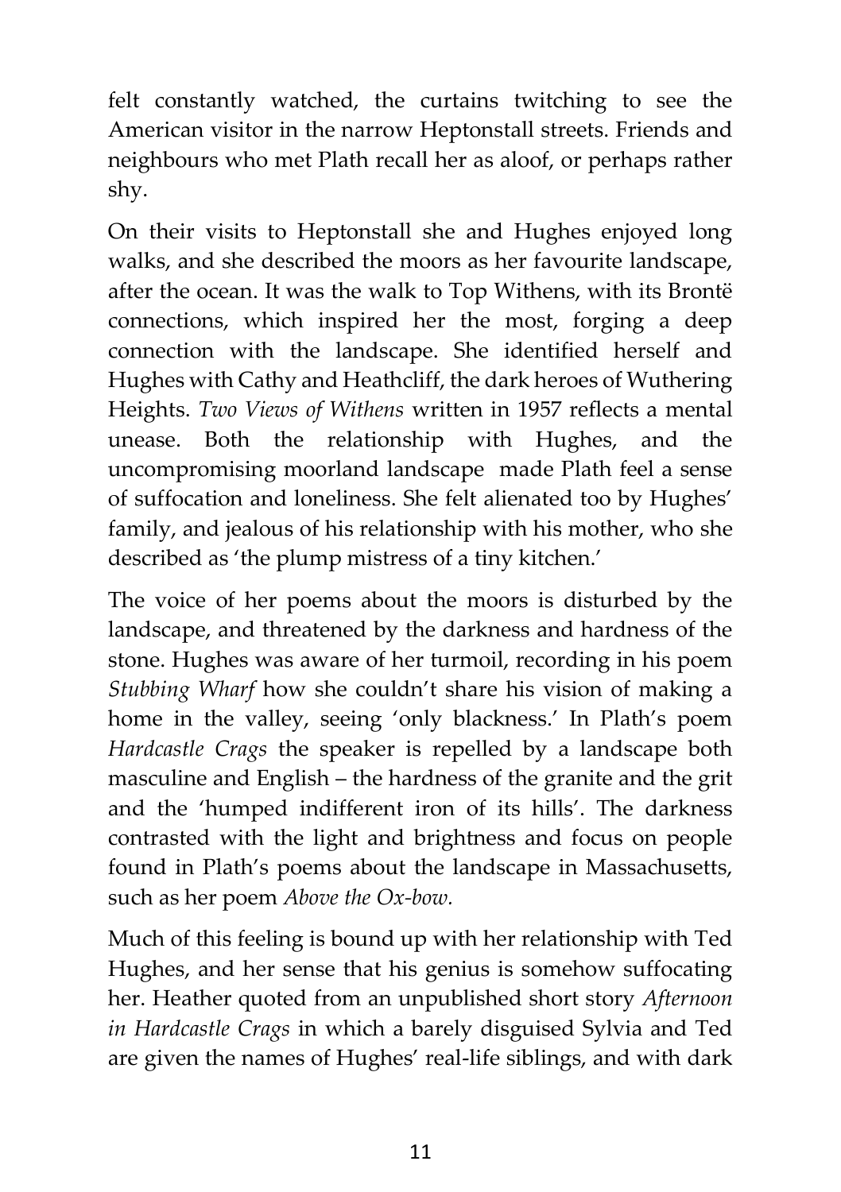felt constantly watched, the curtains twitching to see the American visitor in the narrow Heptonstall streets. Friends and neighbours who met Plath recall her as aloof, or perhaps rather shy.

On their visits to Heptonstall she and Hughes enjoyed long walks, and she described the moors as her favourite landscape, after the ocean. It was the walk to Top Withens, with its Brontë connections, which inspired her the most, forging a deep connection with the landscape. She identified herself and Hughes with Cathy and Heathcliff, the dark heroes of Wuthering Heights. *Two Views of Withens* written in 1957 reflects a mental unease. Both the relationship with Hughes, and the uncompromising moorland landscape made Plath feel a sense of suffocation and loneliness. She felt alienated too by Hughes' family, and jealous of his relationship with his mother, who she described as 'the plump mistress of a tiny kitchen.'

The voice of her poems about the moors is disturbed by the landscape, and threatened by the darkness and hardness of the stone. Hughes was aware of her turmoil, recording in his poem *Stubbing Wharf* how she couldn't share his vision of making a home in the valley, seeing 'only blackness.' In Plath's poem *Hardcastle Crags* the speaker is repelled by a landscape both masculine and English – the hardness of the granite and the grit and the 'humped indifferent iron of its hills'. The darkness contrasted with the light and brightness and focus on people found in Plath's poems about the landscape in Massachusetts, such as her poem *Above the Ox-bow.*

Much of this feeling is bound up with her relationship with Ted Hughes, and her sense that his genius is somehow suffocating her. Heather quoted from an unpublished short story *Afternoon in Hardcastle Crags* in which a barely disguised Sylvia and Ted are given the names of Hughes' real-life siblings, and with dark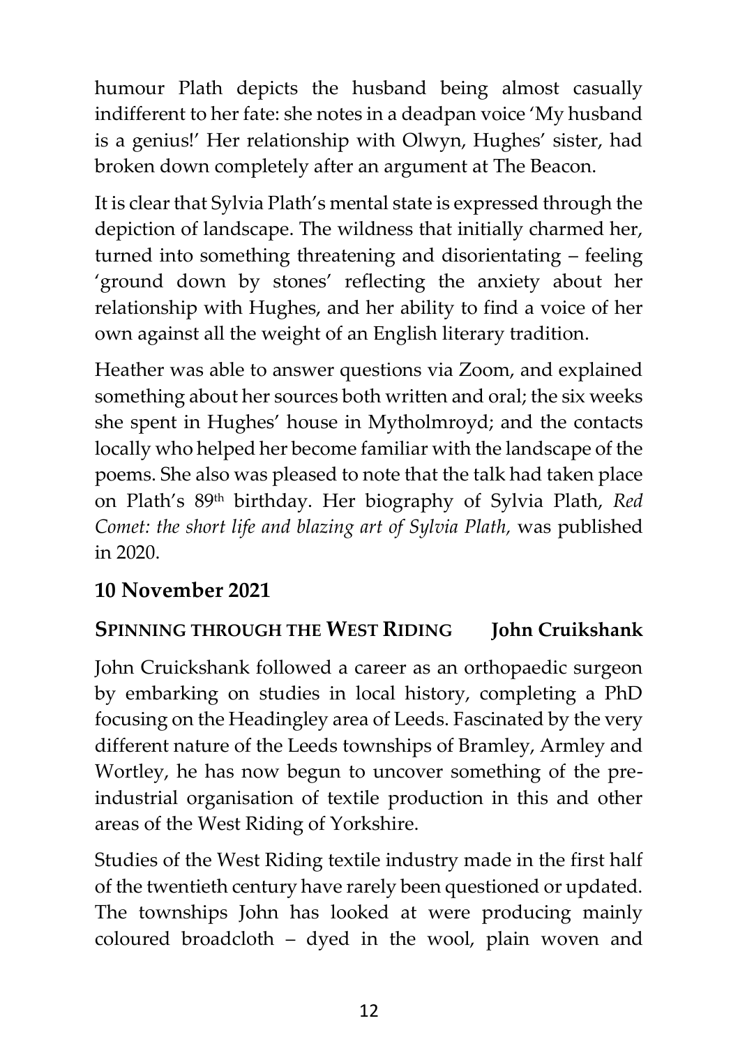humour Plath depicts the husband being almost casually indifferent to her fate: she notes in a deadpan voice 'My husband is a genius!' Her relationship with Olwyn, Hughes' sister, had broken down completely after an argument at The Beacon.

It is clear that Sylvia Plath's mental state is expressed through the depiction of landscape. The wildness that initially charmed her, turned into something threatening and disorientating – feeling 'ground down by stones' reflecting the anxiety about her relationship with Hughes, and her ability to find a voice of her own against all the weight of an English literary tradition.

Heather was able to answer questions via Zoom, and explained something about her sources both written and oral; the six weeks she spent in Hughes' house in Mytholmroyd; and the contacts locally who helped her become familiar with the landscape of the poems. She also was pleased to note that the talk had taken place on Plath's 89th birthday. Her biography of Sylvia Plath, *Red Comet: the short life and blazing art of Sylvia Plath,* was published in 2020.

## 10 November 2021

### SPINNING THROUGH THE WEST RIDING — John Cruikshank

John Cruickshank followed a career as an orthopaedic surgeon by embarking on studies in local history, completing a PhD focusing on the Headingley area of Leeds. Fascinated by the very different nature of the Leeds townships of Bramley, Armley and Wortley, he has now begun to uncover something of the pre-industrial organisation of textile production in this and other areas of the West Riding of Yorkshire.

Studies of the West Riding textile industry made in the first half of the twentieth century have rarely been questioned or updated. The townships John has looked at were producing mainly coloured broadcloth – dyed in the wool, plain woven and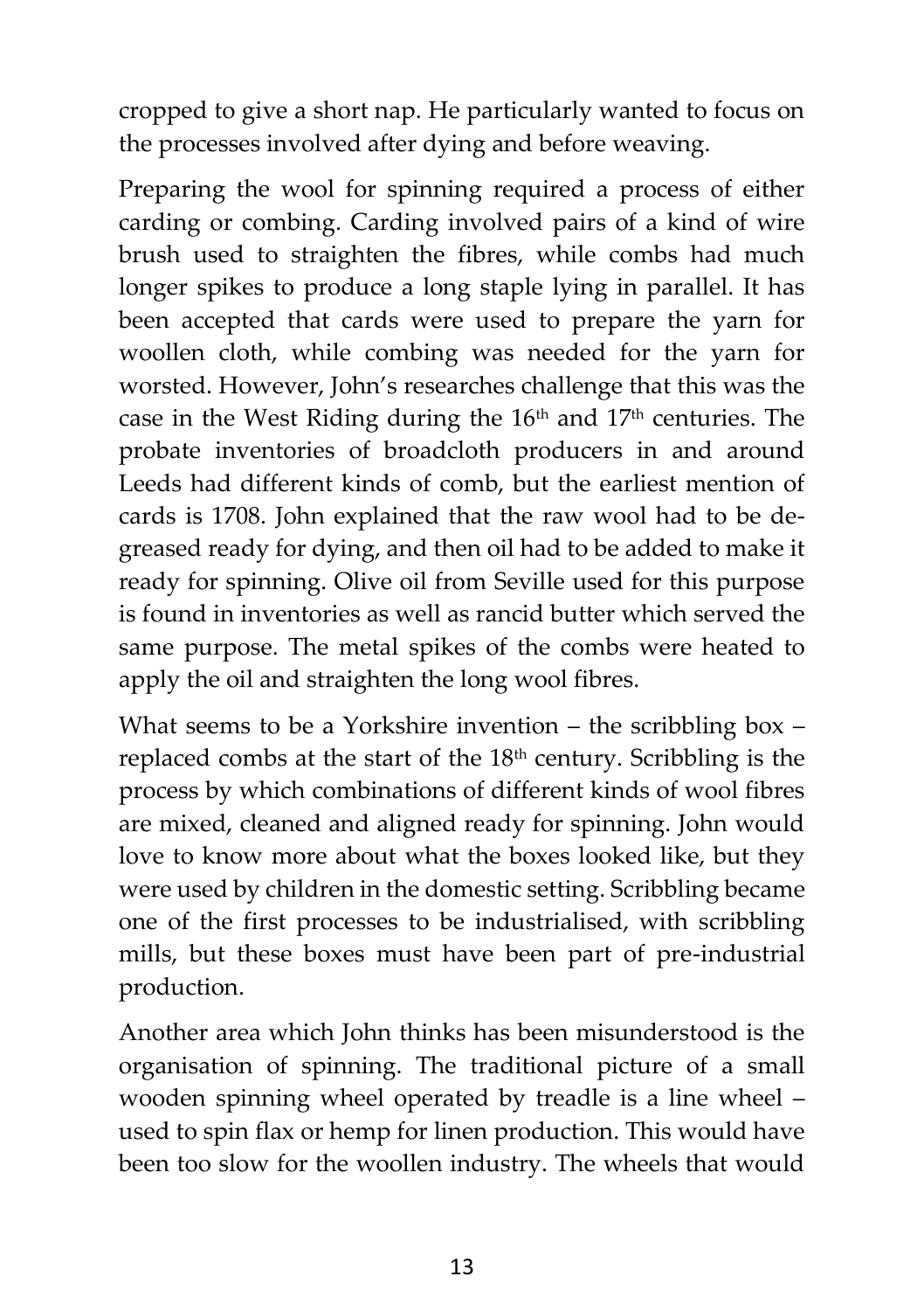cropped to give a short nap. He particularly wanted to focus on the processes involved after dying and before weaving.

Preparing the wool for spinning required a process of either carding or combing. Carding involved pairs of a kind of wire brush used to straighten the fibres, while combs had much longer spikes to produce a long staple lying in parallel. It has been accepted that cards were used to prepare the yarn for woollen cloth, while combing was needed for the yarn for worsted. However, John's researches challenge that this was the case in the West Riding during the 16th and 17th centuries. The probate inventories of broadcloth producers in and around Leeds had different kinds of comb, but the earliest mention of cards is 1708. John explained that the raw wool had to be de-greased ready for dying, and then oil had to be added to make it ready for spinning. Olive oil from Seville used for this purpose is found in inventories as well as rancid butter which served the same purpose. The metal spikes of the combs were heated to apply the oil and straighten the long wool fibres.

What seems to be a Yorkshire invention – the scribbling box – replaced combs at the start of the 18th century. Scribbling is the process by which combinations of different kinds of wool fibres are mixed, cleaned and aligned ready for spinning. John would love to know more about what the boxes looked like, but they were used by children in the domestic setting. Scribbling became one of the first processes to be industrialised, with scribbling mills, but these boxes must have been part of pre-industrial production.

Another area which John thinks has been misunderstood is the organisation of spinning. The traditional picture of a small wooden spinning wheel operated by treadle is a line wheel – used to spin flax or hemp for linen production. This would have been too slow for the woollen industry. The wheels that would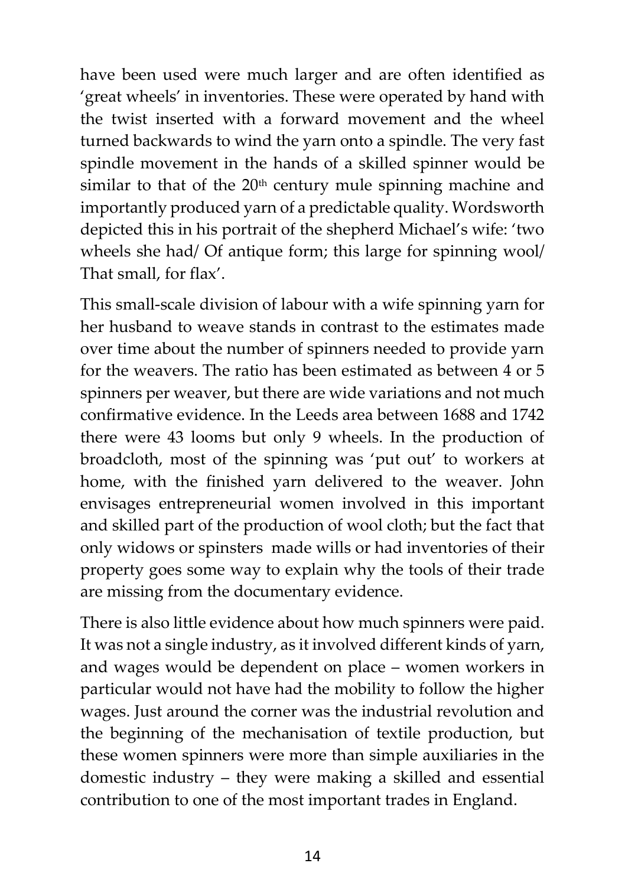have been used were much larger and are often identified as 'great wheels' in inventories. These were operated by hand with the twist inserted with a forward movement and the wheel turned backwards to wind the yarn onto a spindle. The very fast spindle movement in the hands of a skilled spinner would be similar to that of the 20th century mule spinning machine and importantly produced yarn of a predictable quality. Wordsworth depicted this in his portrait of the shepherd Michael's wife: 'two wheels she had/ Of antique form; this large for spinning wool/ That small, for flax'.

This small-scale division of labour with a wife spinning yarn for her husband to weave stands in contrast to the estimates made over time about the number of spinners needed to provide yarn for the weavers. The ratio has been estimated as between 4 or 5 spinners per weaver, but there are wide variations and not much confirmative evidence. In the Leeds area between 1688 and 1742 there were 43 looms but only 9 wheels. In the production of broadcloth, most of the spinning was 'put out' to workers at home, with the finished yarn delivered to the weaver. John envisages entrepreneurial women involved in this important and skilled part of the production of wool cloth; but the fact that only widows or spinsters made wills or had inventories of their property goes some way to explain why the tools of their trade are missing from the documentary evidence.

There is also little evidence about how much spinners were paid. It was not a single industry, as it involved different kinds of yarn, and wages would be dependent on place – women workers in particular would not have had the mobility to follow the higher wages. Just around the corner was the industrial revolution and the beginning of the mechanisation of textile production, but these women spinners were more than simple auxiliaries in the domestic industry – they were making a skilled and essential contribution to one of the most important trades in England.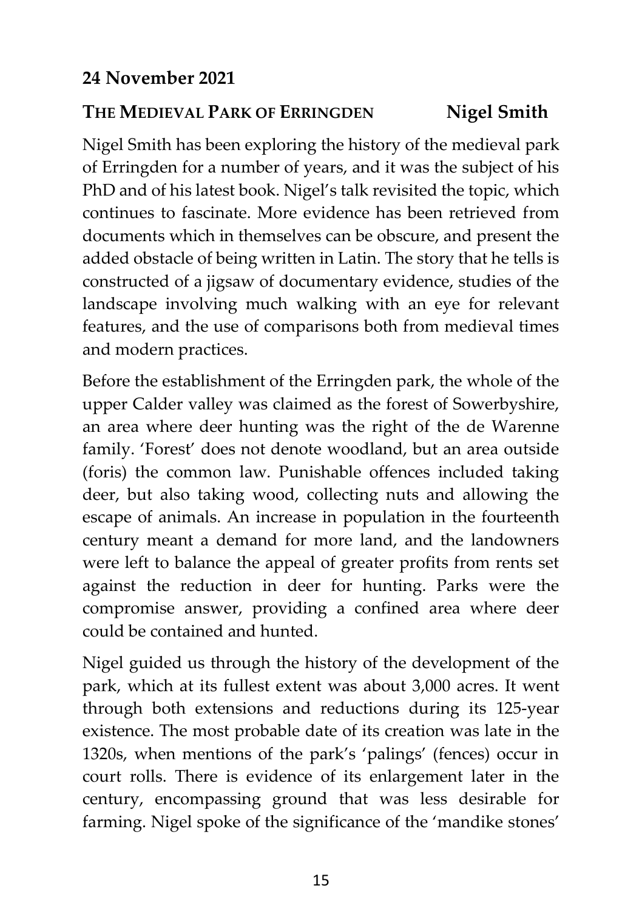## 24 November 2021

### THE MEDIEVAL PARK OF ERRINGDEN — Nigel Smith

Nigel Smith has been exploring the history of the medieval park of Erringden for a number of years, and it was the subject of his PhD and of his latest book. Nigel's talk revisited the topic, which continues to fascinate. More evidence has been retrieved from documents which in themselves can be obscure, and present the added obstacle of being written in Latin. The story that he tells is constructed of a jigsaw of documentary evidence, studies of the landscape involving much walking with an eye for relevant features, and the use of comparisons both from medieval times and modern practices.

Before the establishment of the Erringden park, the whole of the upper Calder valley was claimed as the forest of Sowerbyshire, an area where deer hunting was the right of the de Warenne family. 'Forest' does not denote woodland, but an area outside (foris) the common law. Punishable offences included taking deer, but also taking wood, collecting nuts and allowing the escape of animals. An increase in population in the fourteenth century meant a demand for more land, and the landowners were left to balance the appeal of greater profits from rents set against the reduction in deer for hunting. Parks were the compromise answer, providing a confined area where deer could be contained and hunted.

Nigel guided us through the history of the development of the park, which at its fullest extent was about 3,000 acres. It went through both extensions and reductions during its 125-year existence. The most probable date of its creation was late in the 1320s, when mentions of the park's 'palings' (fences) occur in court rolls. There is evidence of its enlargement later in the century, encompassing ground that was less desirable for farming. Nigel spoke of the significance of the 'mandike stones'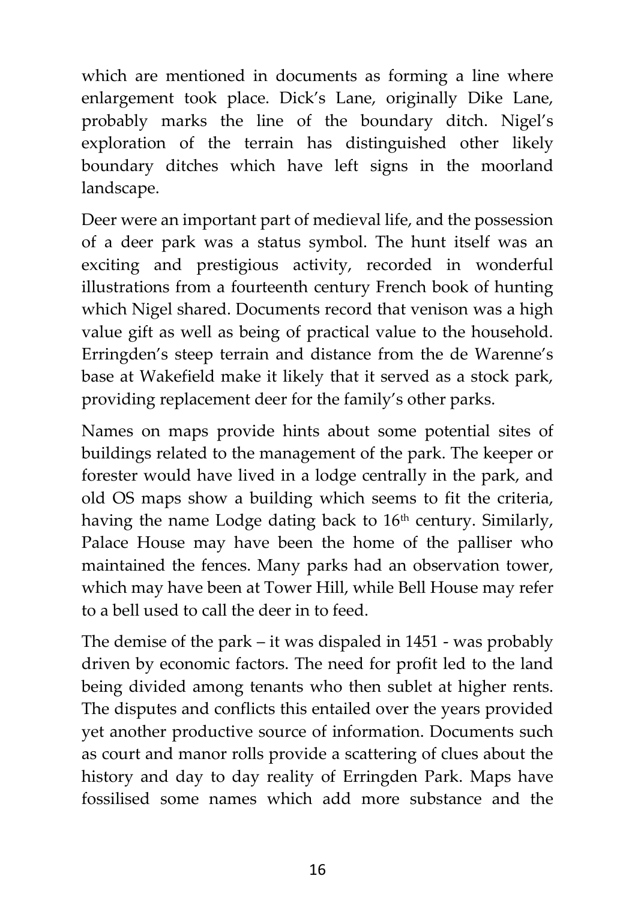which are mentioned in documents as forming a line where enlargement took place. Dick's Lane, originally Dike Lane, probably marks the line of the boundary ditch. Nigel's exploration of the terrain has distinguished other likely boundary ditches which have left signs in the moorland landscape.

Deer were an important part of medieval life, and the possession of a deer park was a status symbol. The hunt itself was an exciting and prestigious activity, recorded in wonderful illustrations from a fourteenth century French book of hunting which Nigel shared. Documents record that venison was a high value gift as well as being of practical value to the household. Erringden's steep terrain and distance from the de Warenne's base at Wakefield make it likely that it served as a stock park, providing replacement deer for the family's other parks.

Names on maps provide hints about some potential sites of buildings related to the management of the park. The keeper or forester would have lived in a lodge centrally in the park, and old OS maps show a building which seems to fit the criteria, having the name Lodge dating back to 16th century. Similarly, Palace House may have been the home of the palliser who maintained the fences. Many parks had an observation tower, which may have been at Tower Hill, while Bell House may refer to a bell used to call the deer in to feed.

The demise of the park – it was dispaled in 1451 - was probably driven by economic factors. The need for profit led to the land being divided among tenants who then sublet at higher rents. The disputes and conflicts this entailed over the years provided yet another productive source of information. Documents such as court and manor rolls provide a scattering of clues about the history and day to day reality of Erringden Park. Maps have fossilised some names which add more substance and the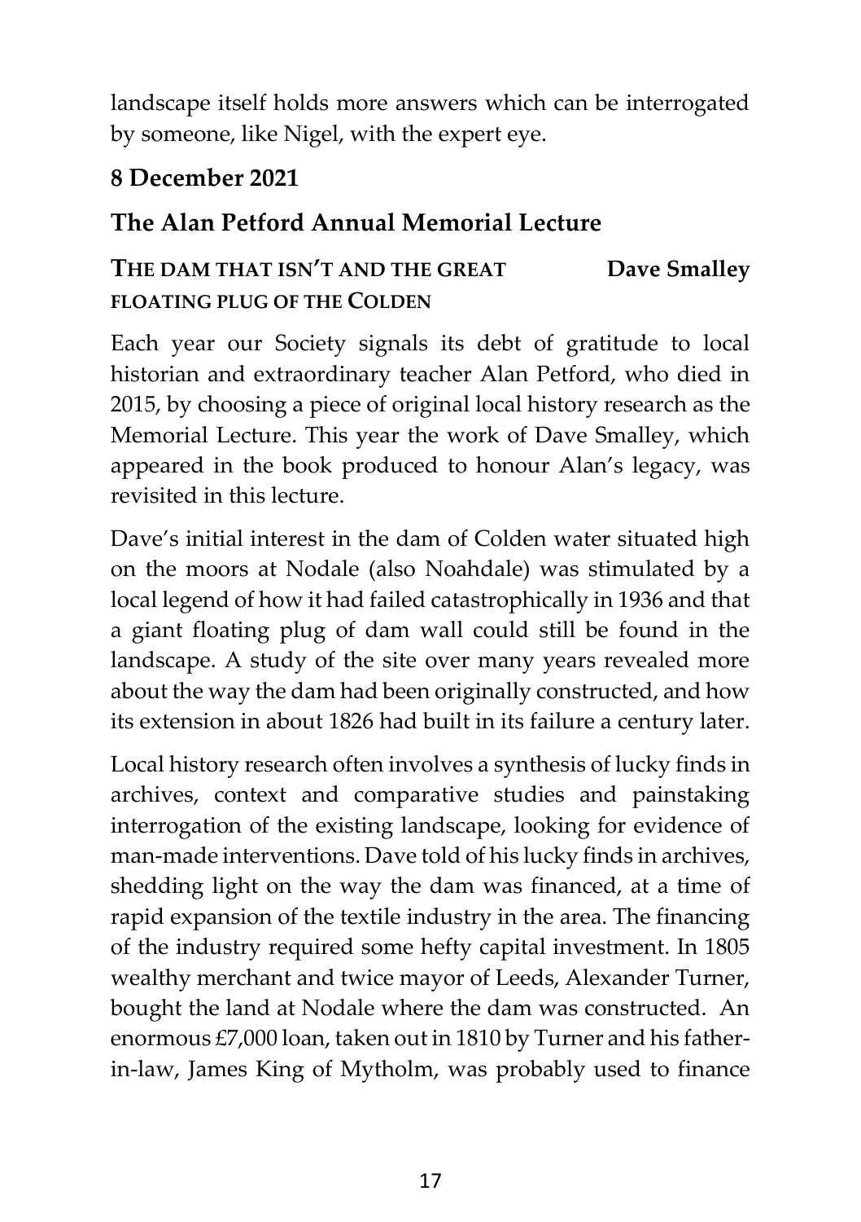landscape itself holds more answers which can be interrogated by someone, like Nigel, with the expert eye.

## 8 December 2021

## The Alan Petford Annual Memorial Lecture

### THE DAM THAT ISN'T AND THE GREAT FLOATING PLUG OF THE COLDEN — Dave Smalley

Each year our Society signals its debt of gratitude to local historian and extraordinary teacher Alan Petford, who died in 2015, by choosing a piece of original local history research as the Memorial Lecture. This year the work of Dave Smalley, which appeared in the book produced to honour Alan's legacy, was revisited in this lecture.

Dave's initial interest in the dam of Colden water situated high on the moors at Nodale (also Noahdale) was stimulated by a local legend of how it had failed catastrophically in 1936 and that a giant floating plug of dam wall could still be found in the landscape. A study of the site over many years revealed more about the way the dam had been originally constructed, and how its extension in about 1826 had built in its failure a century later.

Local history research often involves a synthesis of lucky finds in archives, context and comparative studies and painstaking interrogation of the existing landscape, looking for evidence of man-made interventions. Dave told of his lucky finds in archives, shedding light on the way the dam was financed, at a time of rapid expansion of the textile industry in the area. The financing of the industry required some hefty capital investment. In 1805 wealthy merchant and twice mayor of Leeds, Alexander Turner, bought the land at Nodale where the dam was constructed. An enormous £7,000 loan, taken out in 1810 by Turner and his father-in-law, James King of Mytholm, was probably used to finance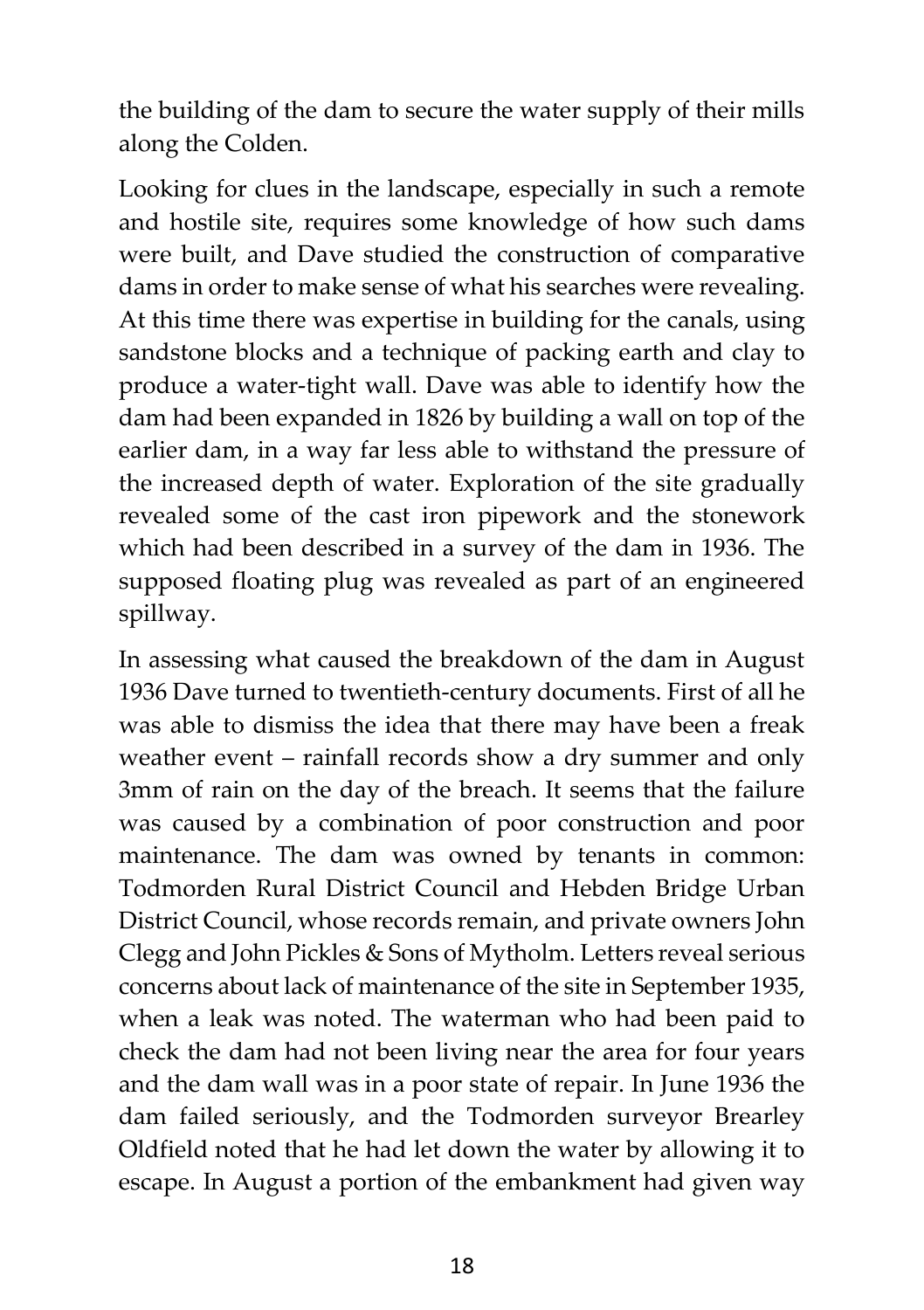the building of the dam to secure the water supply of their mills along the Colden.

Looking for clues in the landscape, especially in such a remote and hostile site, requires some knowledge of how such dams were built, and Dave studied the construction of comparative dams in order to make sense of what his searches were revealing. At this time there was expertise in building for the canals, using sandstone blocks and a technique of packing earth and clay to produce a water-tight wall. Dave was able to identify how the dam had been expanded in 1826 by building a wall on top of the earlier dam, in a way far less able to withstand the pressure of the increased depth of water. Exploration of the site gradually revealed some of the cast iron pipework and the stonework which had been described in a survey of the dam in 1936. The supposed floating plug was revealed as part of an engineered spillway.

In assessing what caused the breakdown of the dam in August 1936 Dave turned to twentieth-century documents. First of all he was able to dismiss the idea that there may have been a freak weather event – rainfall records show a dry summer and only 3mm of rain on the day of the breach. It seems that the failure was caused by a combination of poor construction and poor maintenance. The dam was owned by tenants in common: Todmorden Rural District Council and Hebden Bridge Urban District Council, whose records remain, and private owners John Clegg and John Pickles & Sons of Mytholm. Letters reveal serious concerns about lack of maintenance of the site in September 1935, when a leak was noted. The waterman who had been paid to check the dam had not been living near the area for four years and the dam wall was in a poor state of repair. In June 1936 the dam failed seriously, and the Todmorden surveyor Brearley Oldfield noted that he had let down the water by allowing it to escape. In August a portion of the embankment had given way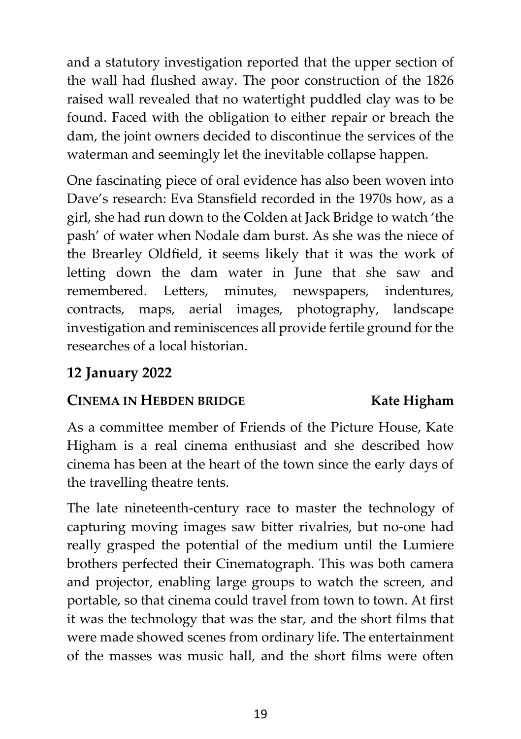and a statutory investigation reported that the upper section of the wall had flushed away. The poor construction of the 1826 raised wall revealed that no watertight puddled clay was to be found. Faced with the obligation to either repair or breach the dam, the joint owners decided to discontinue the services of the waterman and seemingly let the inevitable collapse happen.

One fascinating piece of oral evidence has also been woven into Dave's research: Eva Stansfield recorded in the 1970s how, as a girl, she had run down to the Colden at Jack Bridge to watch 'the pash' of water when Nodale dam burst. As she was the niece of the Brearley Oldfield, it seems likely that it was the work of letting down the dam water in June that she saw and remembered. Letters, minutes, newspapers, indentures, contracts, maps, aerial images, photography, landscape investigation and reminiscences all provide fertile ground for the researches of a local historian.

## 12 January 2022

### CINEMA IN HEBDEN BRIDGE — Kate Higham

As a committee member of Friends of the Picture House, Kate Higham is a real cinema enthusiast and she described how cinema has been at the heart of the town since the early days of the travelling theatre tents.

The late nineteenth-century race to master the technology of capturing moving images saw bitter rivalries, but no-one had really grasped the potential of the medium until the Lumiere brothers perfected their Cinematograph. This was both camera and projector, enabling large groups to watch the screen, and portable, so that cinema could travel from town to town. At first it was the technology that was the star, and the short films that were made showed scenes from ordinary life. The entertainment of the masses was music hall, and the short films were often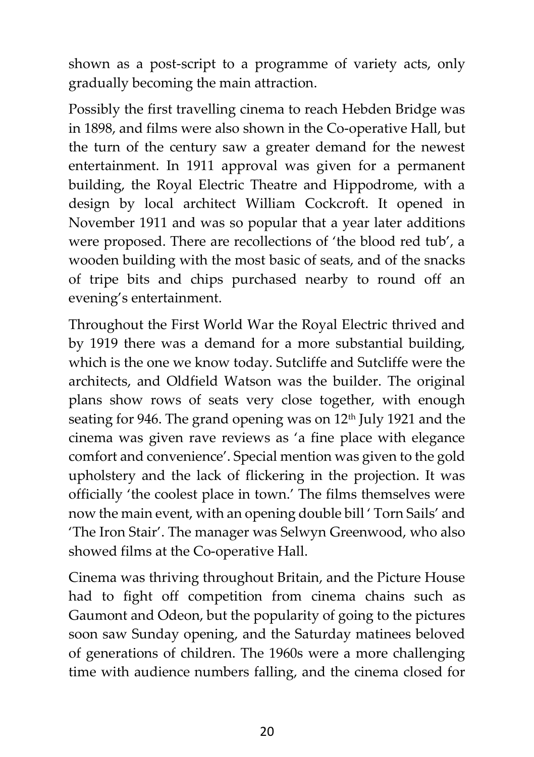shown as a post-script to a programme of variety acts, only gradually becoming the main attraction.

Possibly the first travelling cinema to reach Hebden Bridge was in 1898, and films were also shown in the Co-operative Hall, but the turn of the century saw a greater demand for the newest entertainment. In 1911 approval was given for a permanent building, the Royal Electric Theatre and Hippodrome, with a design by local architect William Cockcroft. It opened in November 1911 and was so popular that a year later additions were proposed. There are recollections of 'the blood red tub', a wooden building with the most basic of seats, and of the snacks of tripe bits and chips purchased nearby to round off an evening's entertainment.

Throughout the First World War the Royal Electric thrived and by 1919 there was a demand for a more substantial building, which is the one we know today. Sutcliffe and Sutcliffe were the architects, and Oldfield Watson was the builder. The original plans show rows of seats very close together, with enough seating for 946. The grand opening was on 12th July 1921 and the cinema was given rave reviews as 'a fine place with elegance comfort and convenience'. Special mention was given to the gold upholstery and the lack of flickering in the projection. It was officially 'the coolest place in town.' The films themselves were now the main event, with an opening double bill ' Torn Sails' and 'The Iron Stair'. The manager was Selwyn Greenwood, who also showed films at the Co-operative Hall.

Cinema was thriving throughout Britain, and the Picture House had to fight off competition from cinema chains such as Gaumont and Odeon, but the popularity of going to the pictures soon saw Sunday opening, and the Saturday matinees beloved of generations of children. The 1960s were a more challenging time with audience numbers falling, and the cinema closed for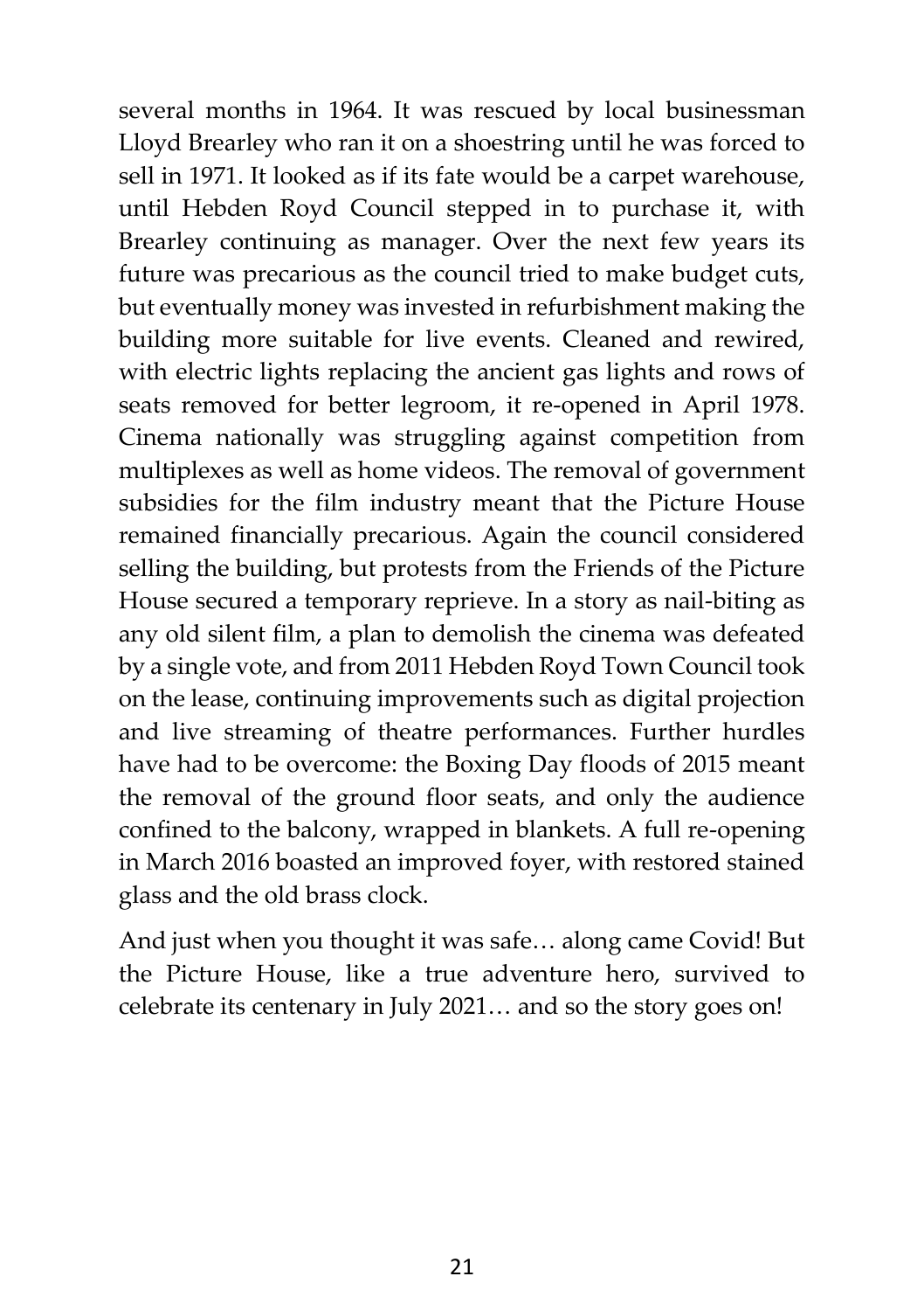several months in 1964. It was rescued by local businessman Lloyd Brearley who ran it on a shoestring until he was forced to sell in 1971. It looked as if its fate would be a carpet warehouse, until Hebden Royd Council stepped in to purchase it, with Brearley continuing as manager. Over the next few years its future was precarious as the council tried to make budget cuts, but eventually money was invested in refurbishment making the building more suitable for live events. Cleaned and rewired, with electric lights replacing the ancient gas lights and rows of seats removed for better legroom, it re-opened in April 1978. Cinema nationally was struggling against competition from multiplexes as well as home videos. The removal of government subsidies for the film industry meant that the Picture House remained financially precarious. Again the council considered selling the building, but protests from the Friends of the Picture House secured a temporary reprieve. In a story as nail-biting as any old silent film, a plan to demolish the cinema was defeated by a single vote, and from 2011 Hebden Royd Town Council took on the lease, continuing improvements such as digital projection and live streaming of theatre performances. Further hurdles have had to be overcome: the Boxing Day floods of 2015 meant the removal of the ground floor seats, and only the audience confined to the balcony, wrapped in blankets. A full re-opening in March 2016 boasted an improved foyer, with restored stained glass and the old brass clock.

And just when you thought it was safe… along came Covid! But the Picture House, like a true adventure hero, survived to celebrate its centenary in July 2021… and so the story goes on!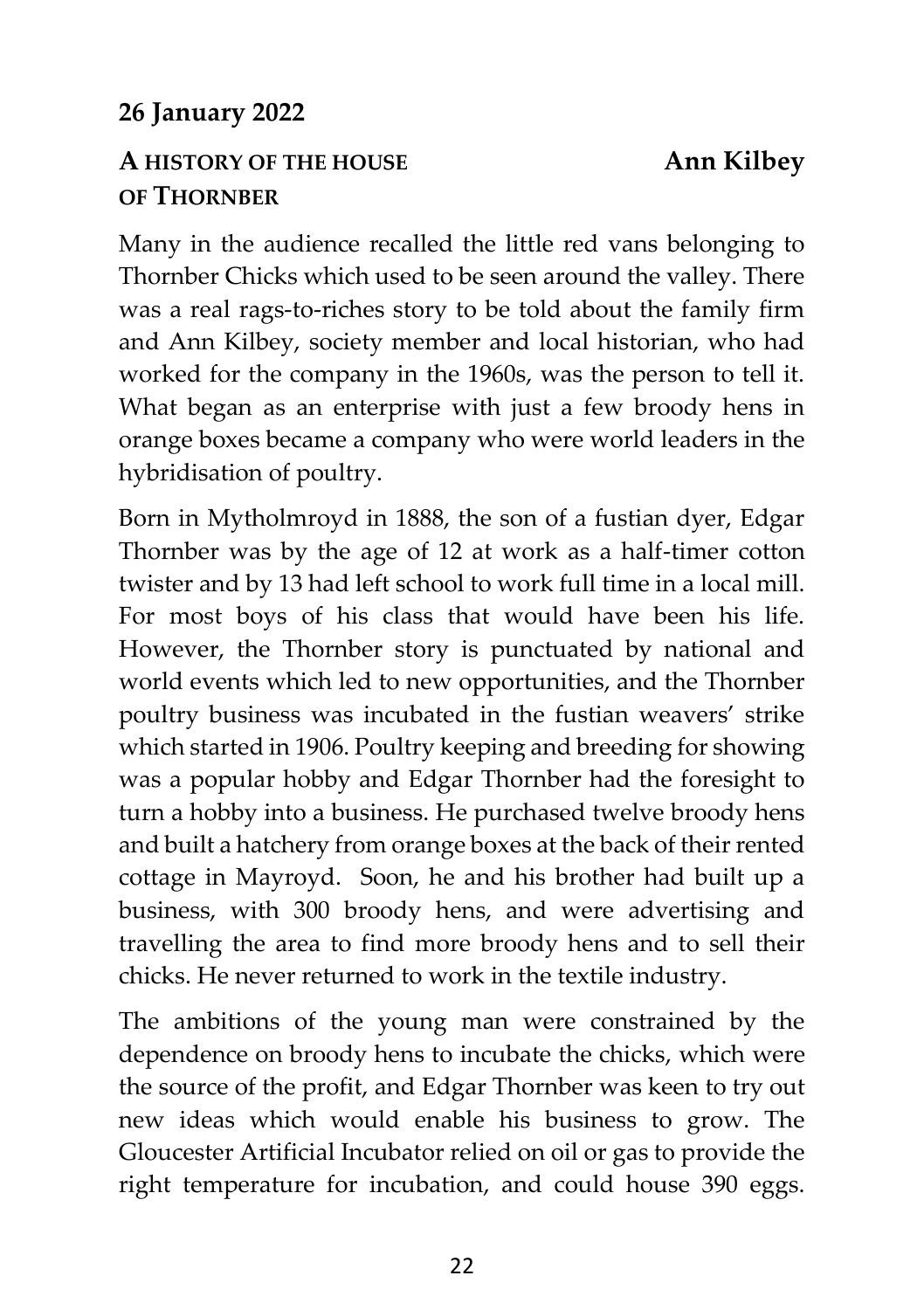**26 January 2022**

**A HISTORY OF THE HOUSE OF THORNBER** **Ann Kilbey**

Many in the audience recalled the little red vans belonging to Thornber Chicks which used to be seen around the valley. There was a real rags-to-riches story to be told about the family firm and Ann Kilbey, society member and local historian, who had worked for the company in the 1960s, was the person to tell it. What began as an enterprise with just a few broody hens in orange boxes became a company who were world leaders in the hybridisation of poultry.

Born in Mytholmroyd in 1888, the son of a fustian dyer, Edgar Thornber was by the age of 12 at work as a half-timer cotton twister and by 13 had left school to work full time in a local mill. For most boys of his class that would have been his life. However, the Thornber story is punctuated by national and world events which led to new opportunities, and the Thornber poultry business was incubated in the fustian weavers' strike which started in 1906. Poultry keeping and breeding for showing was a popular hobby and Edgar Thornber had the foresight to turn a hobby into a business. He purchased twelve broody hens and built a hatchery from orange boxes at the back of their rented cottage in Mayroyd. Soon, he and his brother had built up a business, with 300 broody hens, and were advertising and travelling the area to find more broody hens and to sell their chicks. He never returned to work in the textile industry.

The ambitions of the young man were constrained by the dependence on broody hens to incubate the chicks, which were the source of the profit, and Edgar Thornber was keen to try out new ideas which would enable his business to grow. The Gloucester Artificial Incubator relied on oil or gas to provide the right temperature for incubation, and could house 390 eggs.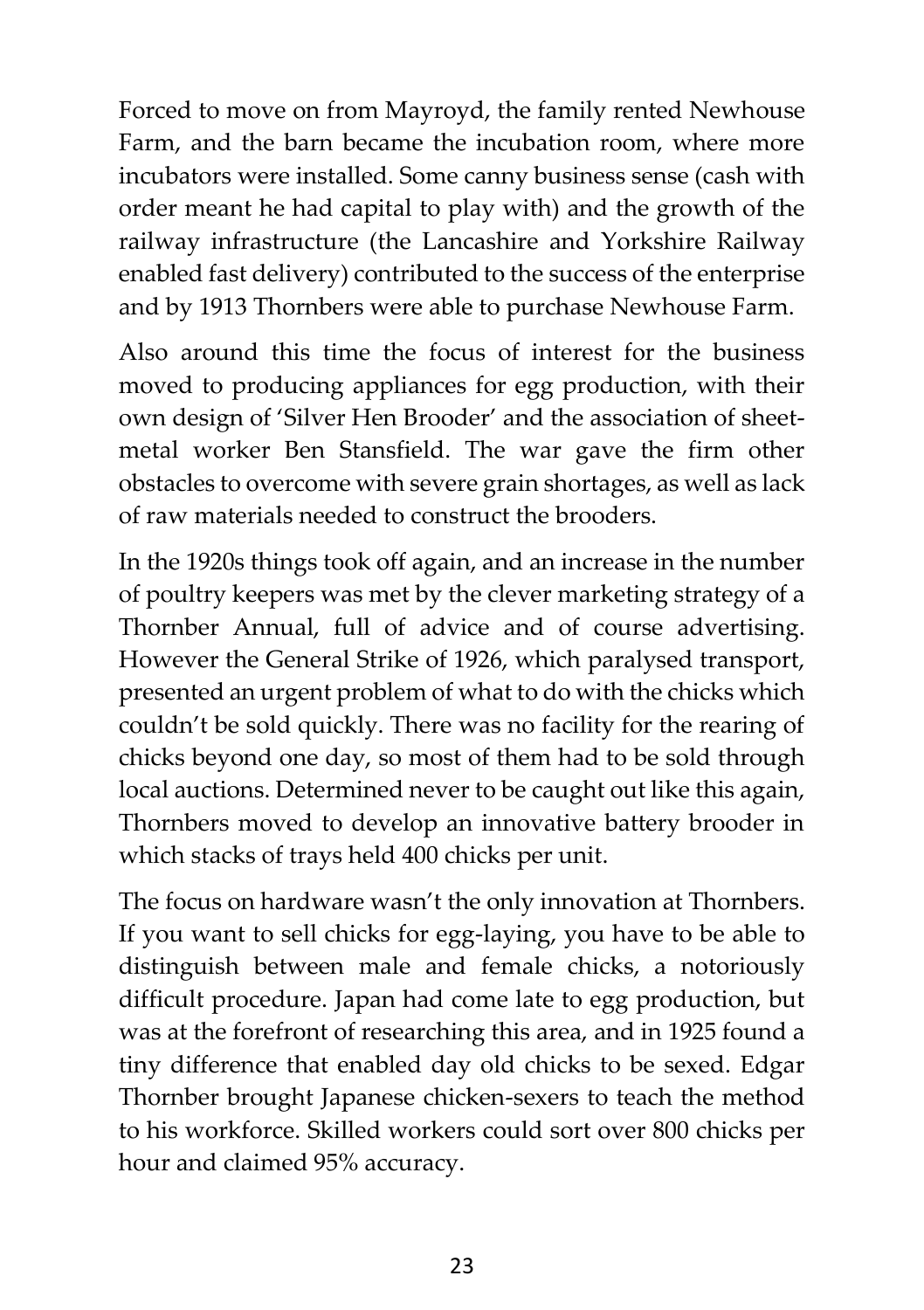Forced to move on from Mayroyd, the family rented Newhouse Farm, and the barn became the incubation room, where more incubators were installed. Some canny business sense (cash with order meant he had capital to play with) and the growth of the railway infrastructure (the Lancashire and Yorkshire Railway enabled fast delivery) contributed to the success of the enterprise and by 1913 Thornbers were able to purchase Newhouse Farm.

Also around this time the focus of interest for the business moved to producing appliances for egg production, with their own design of 'Silver Hen Brooder' and the association of sheet-metal worker Ben Stansfield. The war gave the firm other obstacles to overcome with severe grain shortages, as well as lack of raw materials needed to construct the brooders.

In the 1920s things took off again, and an increase in the number of poultry keepers was met by the clever marketing strategy of a Thornber Annual, full of advice and of course advertising. However the General Strike of 1926, which paralysed transport, presented an urgent problem of what to do with the chicks which couldn't be sold quickly. There was no facility for the rearing of chicks beyond one day, so most of them had to be sold through local auctions. Determined never to be caught out like this again, Thornbers moved to develop an innovative battery brooder in which stacks of trays held 400 chicks per unit.

The focus on hardware wasn't the only innovation at Thornbers. If you want to sell chicks for egg-laying, you have to be able to distinguish between male and female chicks, a notoriously difficult procedure. Japan had come late to egg production, but was at the forefront of researching this area, and in 1925 found a tiny difference that enabled day old chicks to be sexed. Edgar Thornber brought Japanese chicken-sexers to teach the method to his workforce. Skilled workers could sort over 800 chicks per hour and claimed 95% accuracy.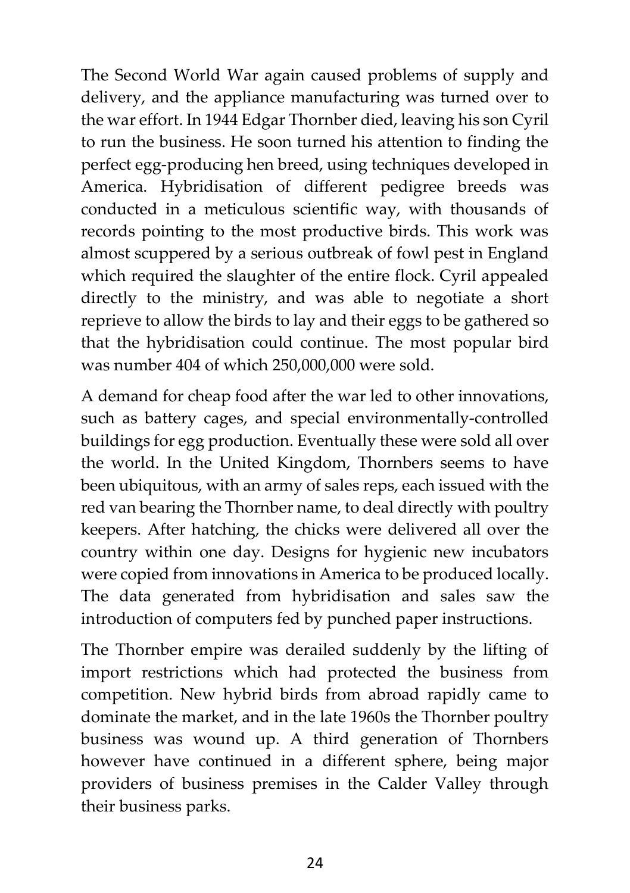The Second World War again caused problems of supply and delivery, and the appliance manufacturing was turned over to the war effort. In 1944 Edgar Thornber died, leaving his son Cyril to run the business. He soon turned his attention to finding the perfect egg-producing hen breed, using techniques developed in America. Hybridisation of different pedigree breeds was conducted in a meticulous scientific way, with thousands of records pointing to the most productive birds. This work was almost scuppered by a serious outbreak of fowl pest in England which required the slaughter of the entire flock. Cyril appealed directly to the ministry, and was able to negotiate a short reprieve to allow the birds to lay and their eggs to be gathered so that the hybridisation could continue. The most popular bird was number 404 of which 250,000,000 were sold.

A demand for cheap food after the war led to other innovations, such as battery cages, and special environmentally-controlled buildings for egg production. Eventually these were sold all over the world. In the United Kingdom, Thornbers seems to have been ubiquitous, with an army of sales reps, each issued with the red van bearing the Thornber name, to deal directly with poultry keepers. After hatching, the chicks were delivered all over the country within one day. Designs for hygienic new incubators were copied from innovations in America to be produced locally. The data generated from hybridisation and sales saw the introduction of computers fed by punched paper instructions.

The Thornber empire was derailed suddenly by the lifting of import restrictions which had protected the business from competition. New hybrid birds from abroad rapidly came to dominate the market, and in the late 1960s the Thornber poultry business was wound up. A third generation of Thornbers however have continued in a different sphere, being major providers of business premises in the Calder Valley through their business parks.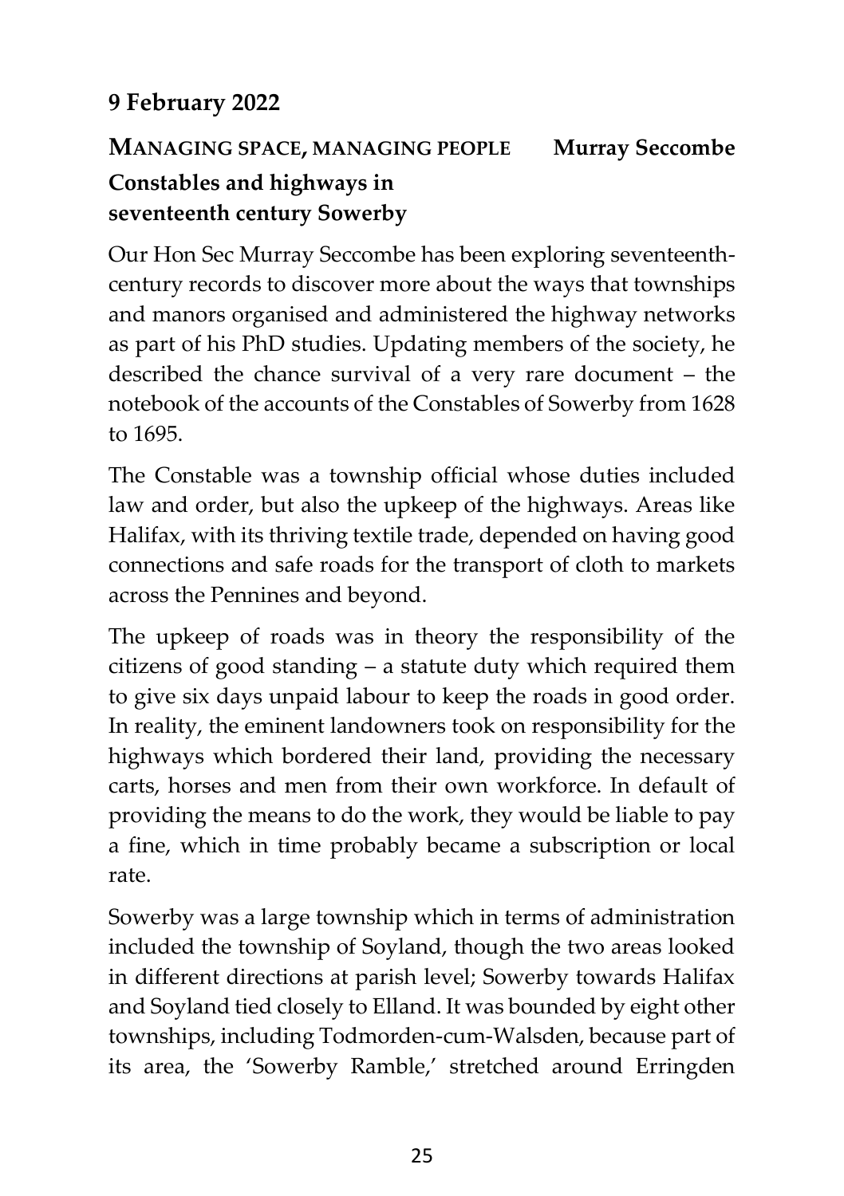**9 February 2022**

## MANAGING SPACE, MANAGING PEOPLE — Murray Seccombe

### Constables and highways in seventeenth century Sowerby

Our Hon Sec Murray Seccombe has been exploring seventeenth-century records to discover more about the ways that townships and manors organised and administered the highway networks as part of his PhD studies. Updating members of the society, he described the chance survival of a very rare document – the notebook of the accounts of the Constables of Sowerby from 1628 to 1695.

The Constable was a township official whose duties included law and order, but also the upkeep of the highways. Areas like Halifax, with its thriving textile trade, depended on having good connections and safe roads for the transport of cloth to markets across the Pennines and beyond.

The upkeep of roads was in theory the responsibility of the citizens of good standing – a statute duty which required them to give six days unpaid labour to keep the roads in good order. In reality, the eminent landowners took on responsibility for the highways which bordered their land, providing the necessary carts, horses and men from their own workforce. In default of providing the means to do the work, they would be liable to pay a fine, which in time probably became a subscription or local rate.

Sowerby was a large township which in terms of administration included the township of Soyland, though the two areas looked in different directions at parish level; Sowerby towards Halifax and Soyland tied closely to Elland. It was bounded by eight other townships, including Todmorden-cum-Walsden, because part of its area, the 'Sowerby Ramble,' stretched around Erringden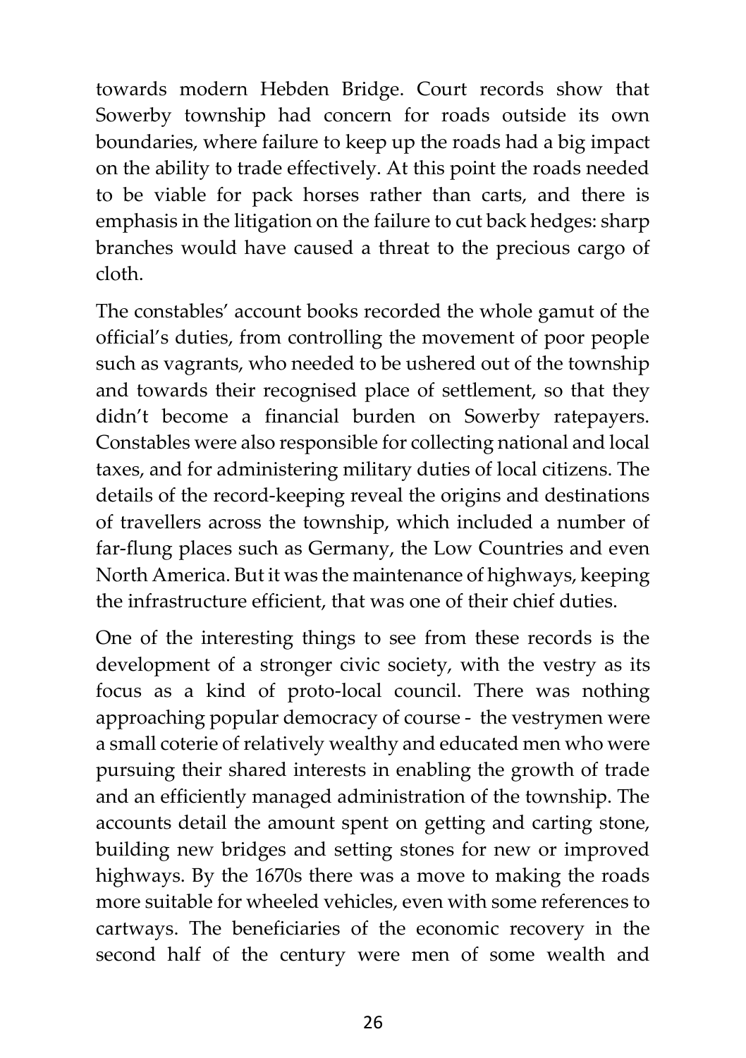towards modern Hebden Bridge. Court records show that Sowerby township had concern for roads outside its own boundaries, where failure to keep up the roads had a big impact on the ability to trade effectively. At this point the roads needed to be viable for pack horses rather than carts, and there is emphasis in the litigation on the failure to cut back hedges: sharp branches would have caused a threat to the precious cargo of cloth.

The constables' account books recorded the whole gamut of the official's duties, from controlling the movement of poor people such as vagrants, who needed to be ushered out of the township and towards their recognised place of settlement, so that they didn't become a financial burden on Sowerby ratepayers. Constables were also responsible for collecting national and local taxes, and for administering military duties of local citizens. The details of the record-keeping reveal the origins and destinations of travellers across the township, which included a number of far-flung places such as Germany, the Low Countries and even North America. But it was the maintenance of highways, keeping the infrastructure efficient, that was one of their chief duties.

One of the interesting things to see from these records is the development of a stronger civic society, with the vestry as its focus as a kind of proto-local council. There was nothing approaching popular democracy of course - the vestrymen were a small coterie of relatively wealthy and educated men who were pursuing their shared interests in enabling the growth of trade and an efficiently managed administration of the township. The accounts detail the amount spent on getting and carting stone, building new bridges and setting stones for new or improved highways. By the 1670s there was a move to making the roads more suitable for wheeled vehicles, even with some references to cartways. The beneficiaries of the economic recovery in the second half of the century were men of some wealth and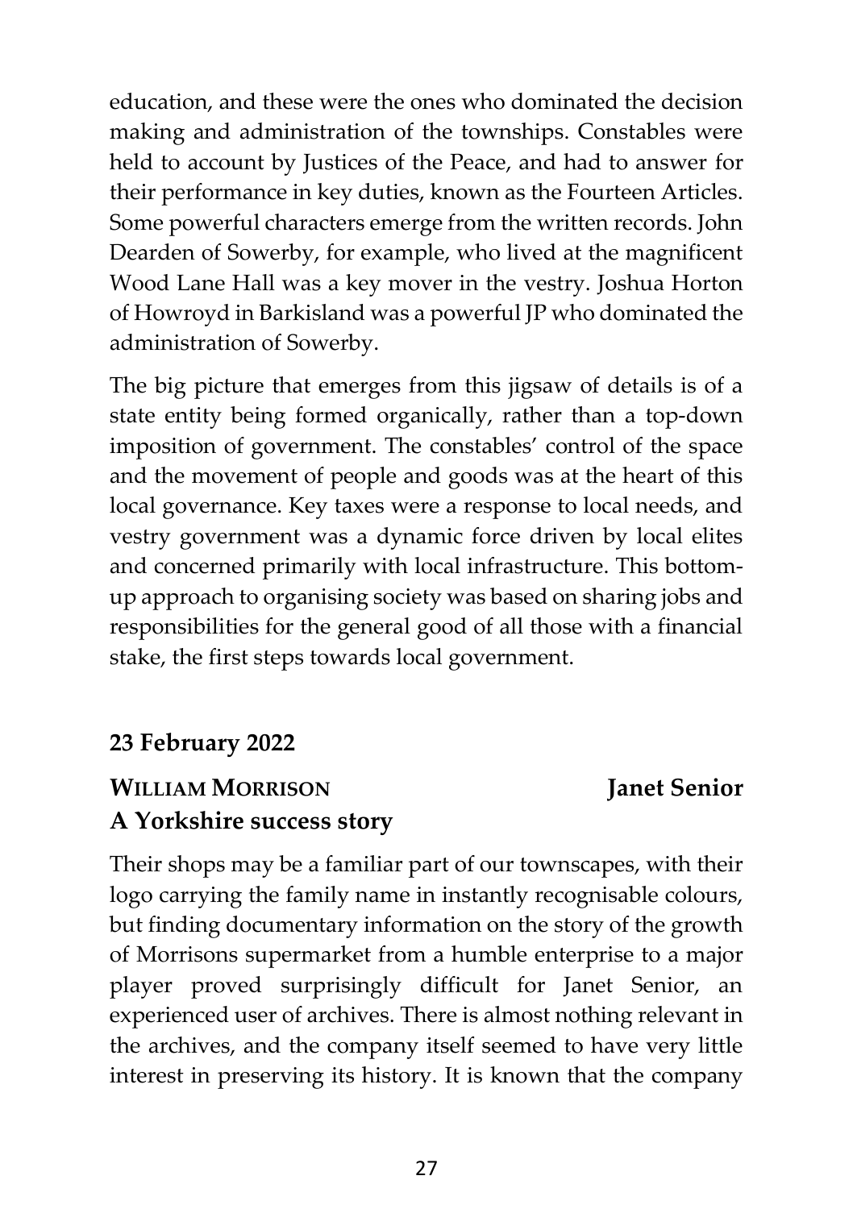education, and these were the ones who dominated the decision making and administration of the townships. Constables were held to account by Justices of the Peace, and had to answer for their performance in key duties, known as the Fourteen Articles. Some powerful characters emerge from the written records. John Dearden of Sowerby, for example, who lived at the magnificent Wood Lane Hall was a key mover in the vestry. Joshua Horton of Howroyd in Barkisland was a powerful JP who dominated the administration of Sowerby.

The big picture that emerges from this jigsaw of details is of a state entity being formed organically, rather than a top-down imposition of government. The constables' control of the space and the movement of people and goods was at the heart of this local governance. Key taxes were a response to local needs, and vestry government was a dynamic force driven by local elites and concerned primarily with local infrastructure. This bottom-up approach to organising society was based on sharing jobs and responsibilities for the general good of all those with a financial stake, the first steps towards local government.

**23 February 2022**

**WILLIAM MORRISON** **Janet Senior**
**A Yorkshire success story**

Their shops may be a familiar part of our townscapes, with their logo carrying the family name in instantly recognisable colours, but finding documentary information on the story of the growth of Morrisons supermarket from a humble enterprise to a major player proved surprisingly difficult for Janet Senior, an experienced user of archives. There is almost nothing relevant in the archives, and the company itself seemed to have very little interest in preserving its history. It is known that the company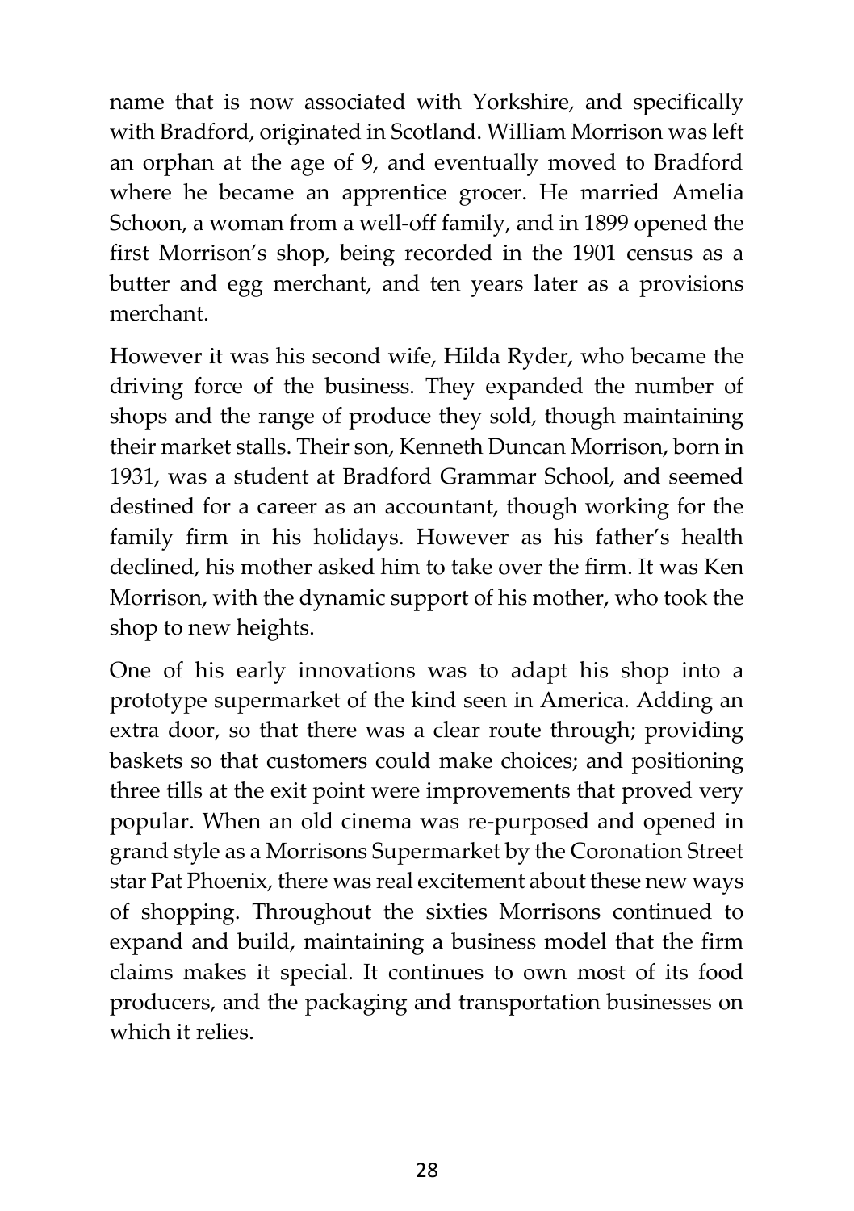name that is now associated with Yorkshire, and specifically with Bradford, originated in Scotland. William Morrison was left an orphan at the age of 9, and eventually moved to Bradford where he became an apprentice grocer. He married Amelia Schoon, a woman from a well-off family, and in 1899 opened the first Morrison's shop, being recorded in the 1901 census as a butter and egg merchant, and ten years later as a provisions merchant.

However it was his second wife, Hilda Ryder, who became the driving force of the business. They expanded the number of shops and the range of produce they sold, though maintaining their market stalls. Their son, Kenneth Duncan Morrison, born in 1931, was a student at Bradford Grammar School, and seemed destined for a career as an accountant, though working for the family firm in his holidays. However as his father's health declined, his mother asked him to take over the firm. It was Ken Morrison, with the dynamic support of his mother, who took the shop to new heights.

One of his early innovations was to adapt his shop into a prototype supermarket of the kind seen in America. Adding an extra door, so that there was a clear route through; providing baskets so that customers could make choices; and positioning three tills at the exit point were improvements that proved very popular. When an old cinema was re-purposed and opened in grand style as a Morrisons Supermarket by the Coronation Street star Pat Phoenix, there was real excitement about these new ways of shopping. Throughout the sixties Morrisons continued to expand and build, maintaining a business model that the firm claims makes it special. It continues to own most of its food producers, and the packaging and transportation businesses on which it relies.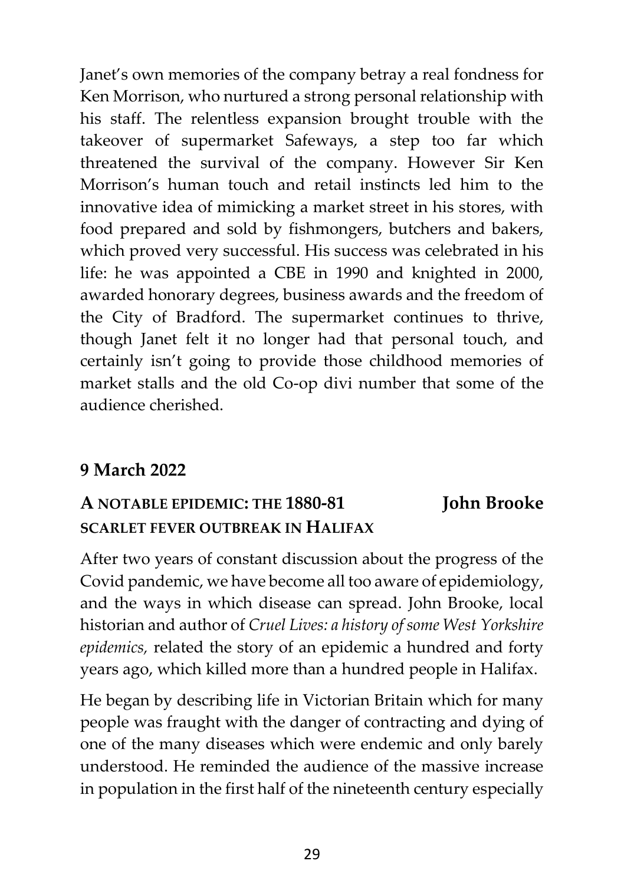Janet's own memories of the company betray a real fondness for Ken Morrison, who nurtured a strong personal relationship with his staff. The relentless expansion brought trouble with the takeover of supermarket Safeways, a step too far which threatened the survival of the company. However Sir Ken Morrison's human touch and retail instincts led him to the innovative idea of mimicking a market street in his stores, with food prepared and sold by fishmongers, butchers and bakers, which proved very successful. His success was celebrated in his life: he was appointed a CBE in 1990 and knighted in 2000, awarded honorary degrees, business awards and the freedom of the City of Bradford. The supermarket continues to thrive, though Janet felt it no longer had that personal touch, and certainly isn't going to provide those childhood memories of market stalls and the old Co-op divi number that some of the audience cherished.

## 9 March 2022

### A NOTABLE EPIDEMIC: THE 1880-81 SCARLET FEVER OUTBREAK IN HALIFAX — John Brooke

After two years of constant discussion about the progress of the Covid pandemic, we have become all too aware of epidemiology, and the ways in which disease can spread. John Brooke, local historian and author of *Cruel Lives: a history of some West Yorkshire epidemics,* related the story of an epidemic a hundred and forty years ago, which killed more than a hundred people in Halifax.

He began by describing life in Victorian Britain which for many people was fraught with the danger of contracting and dying of one of the many diseases which were endemic and only barely understood. He reminded the audience of the massive increase in population in the first half of the nineteenth century especially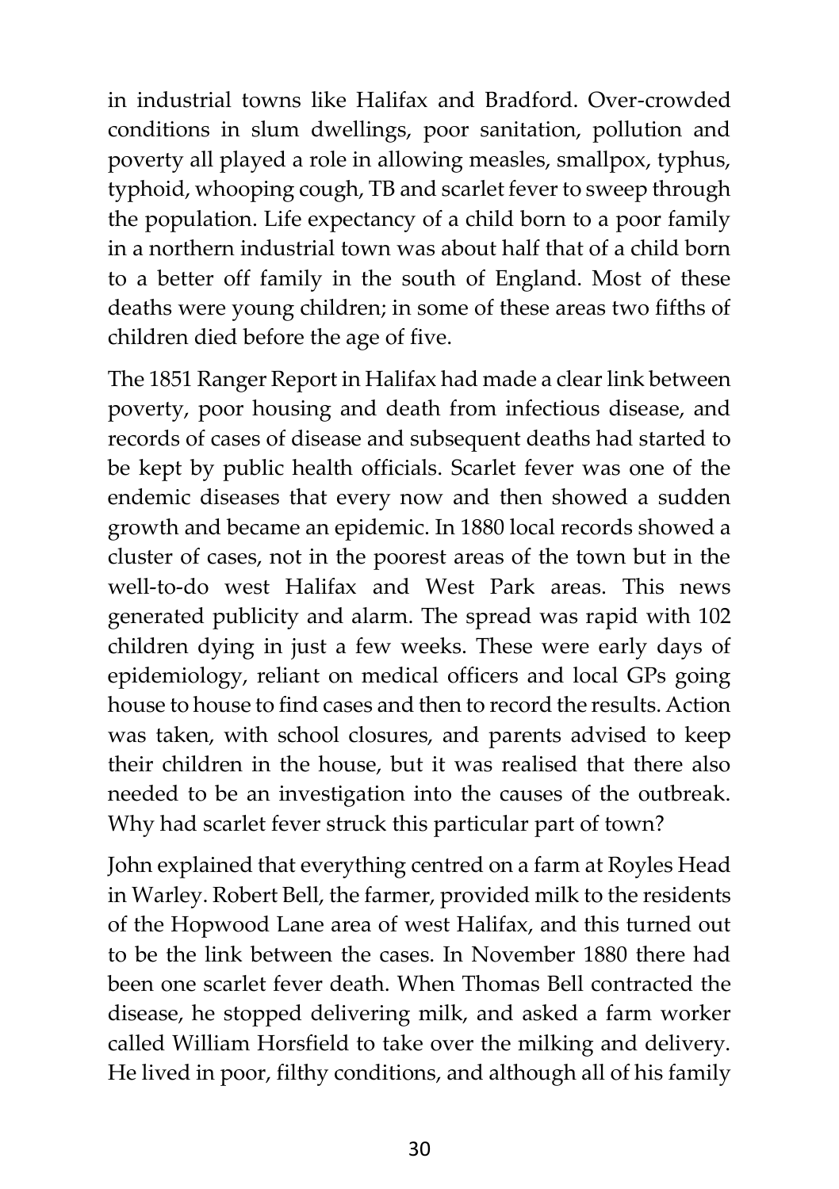in industrial towns like Halifax and Bradford. Over-crowded conditions in slum dwellings, poor sanitation, pollution and poverty all played a role in allowing measles, smallpox, typhus, typhoid, whooping cough, TB and scarlet fever to sweep through the population. Life expectancy of a child born to a poor family in a northern industrial town was about half that of a child born to a better off family in the south of England. Most of these deaths were young children; in some of these areas two fifths of children died before the age of five.

The 1851 Ranger Report in Halifax had made a clear link between poverty, poor housing and death from infectious disease, and records of cases of disease and subsequent deaths had started to be kept by public health officials. Scarlet fever was one of the endemic diseases that every now and then showed a sudden growth and became an epidemic. In 1880 local records showed a cluster of cases, not in the poorest areas of the town but in the well-to-do west Halifax and West Park areas. This news generated publicity and alarm. The spread was rapid with 102 children dying in just a few weeks. These were early days of epidemiology, reliant on medical officers and local GPs going house to house to find cases and then to record the results. Action was taken, with school closures, and parents advised to keep their children in the house, but it was realised that there also needed to be an investigation into the causes of the outbreak. Why had scarlet fever struck this particular part of town?

John explained that everything centred on a farm at Royles Head in Warley. Robert Bell, the farmer, provided milk to the residents of the Hopwood Lane area of west Halifax, and this turned out to be the link between the cases. In November 1880 there had been one scarlet fever death. When Thomas Bell contracted the disease, he stopped delivering milk, and asked a farm worker called William Horsfield to take over the milking and delivery. He lived in poor, filthy conditions, and although all of his family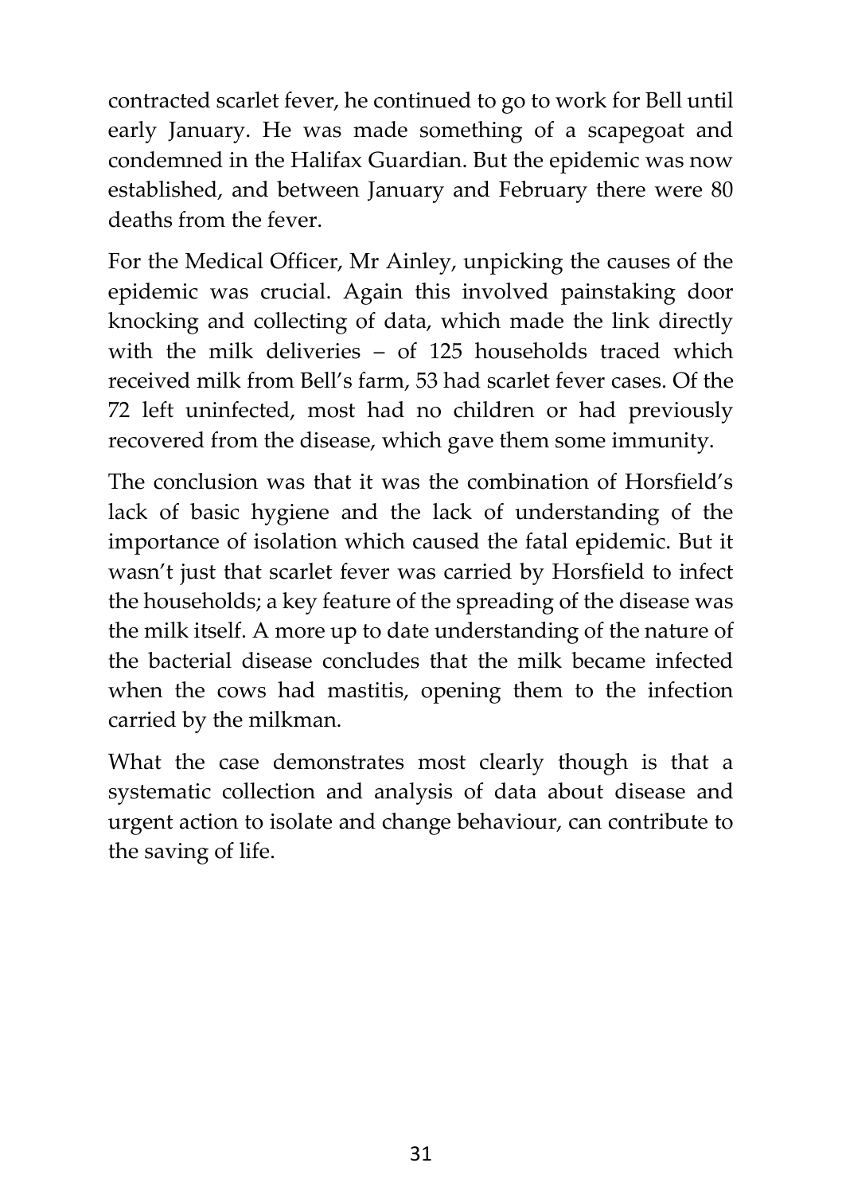contracted scarlet fever, he continued to go to work for Bell until early January. He was made something of a scapegoat and condemned in the Halifax Guardian. But the epidemic was now established, and between January and February there were 80 deaths from the fever.

For the Medical Officer, Mr Ainley, unpicking the causes of the epidemic was crucial. Again this involved painstaking door knocking and collecting of data, which made the link directly with the milk deliveries – of 125 households traced which received milk from Bell's farm, 53 had scarlet fever cases. Of the 72 left uninfected, most had no children or had previously recovered from the disease, which gave them some immunity.

The conclusion was that it was the combination of Horsfield's lack of basic hygiene and the lack of understanding of the importance of isolation which caused the fatal epidemic. But it wasn't just that scarlet fever was carried by Horsfield to infect the households; a key feature of the spreading of the disease was the milk itself. A more up to date understanding of the nature of the bacterial disease concludes that the milk became infected when the cows had mastitis, opening them to the infection carried by the milkman.

What the case demonstrates most clearly though is that a systematic collection and analysis of data about disease and urgent action to isolate and change behaviour, can contribute to the saving of life.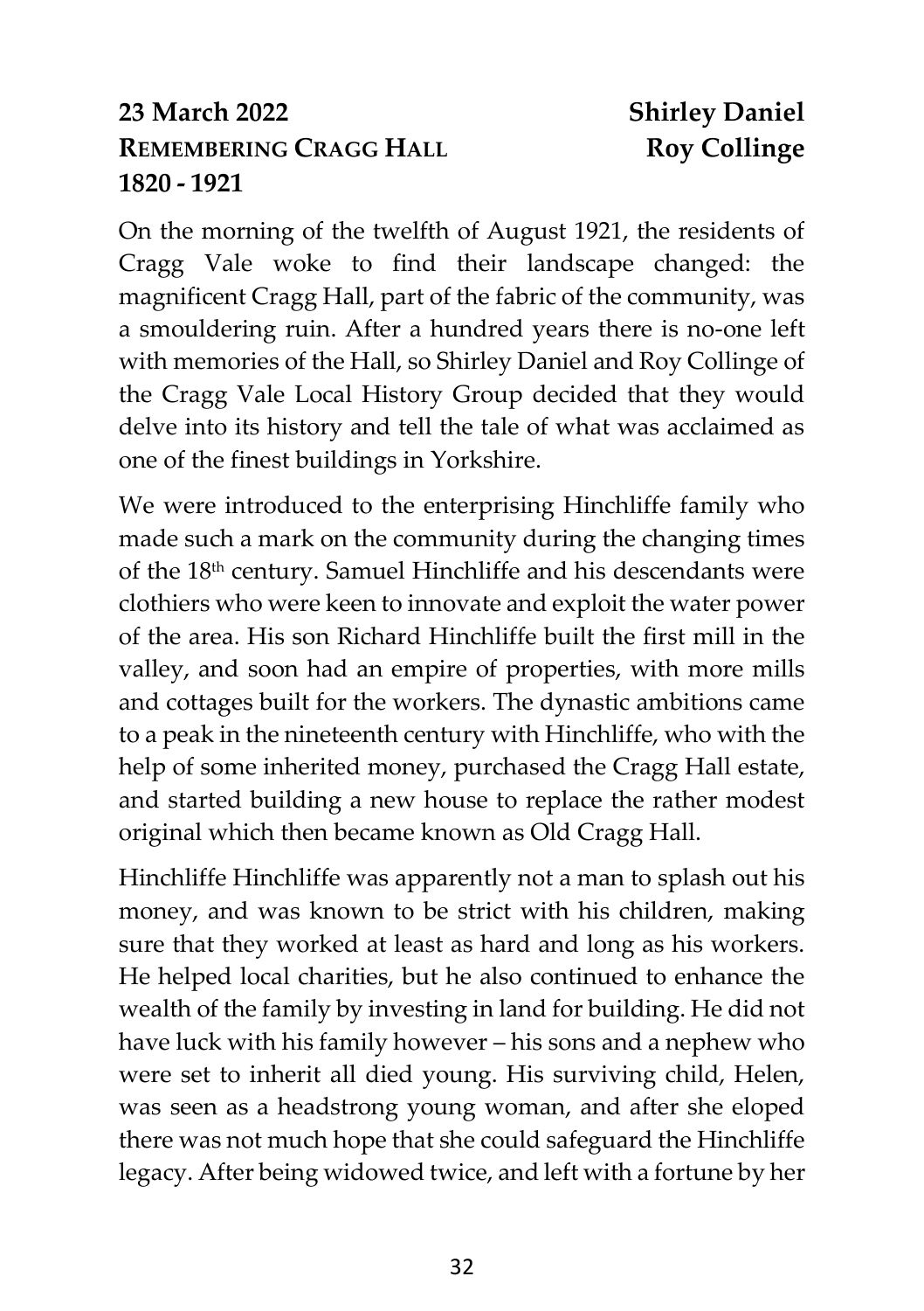**23 March 2022**
**REMEMBERING CRAGG HALL**
**1820 - 1921**

**Shirley Daniel**
**Roy Collinge**

On the morning of the twelfth of August 1921, the residents of Cragg Vale woke to find their landscape changed: the magnificent Cragg Hall, part of the fabric of the community, was a smouldering ruin. After a hundred years there is no-one left with memories of the Hall, so Shirley Daniel and Roy Collinge of the Cragg Vale Local History Group decided that they would delve into its history and tell the tale of what was acclaimed as one of the finest buildings in Yorkshire.

We were introduced to the enterprising Hinchliffe family who made such a mark on the community during the changing times of the 18th century. Samuel Hinchliffe and his descendants were clothiers who were keen to innovate and exploit the water power of the area. His son Richard Hinchliffe built the first mill in the valley, and soon had an empire of properties, with more mills and cottages built for the workers. The dynastic ambitions came to a peak in the nineteenth century with Hinchliffe, who with the help of some inherited money, purchased the Cragg Hall estate, and started building a new house to replace the rather modest original which then became known as Old Cragg Hall.

Hinchliffe Hinchliffe was apparently not a man to splash out his money, and was known to be strict with his children, making sure that they worked at least as hard and long as his workers. He helped local charities, but he also continued to enhance the wealth of the family by investing in land for building. He did not have luck with his family however – his sons and a nephew who were set to inherit all died young. His surviving child, Helen, was seen as a headstrong young woman, and after she eloped there was not much hope that she could safeguard the Hinchliffe legacy. After being widowed twice, and left with a fortune by her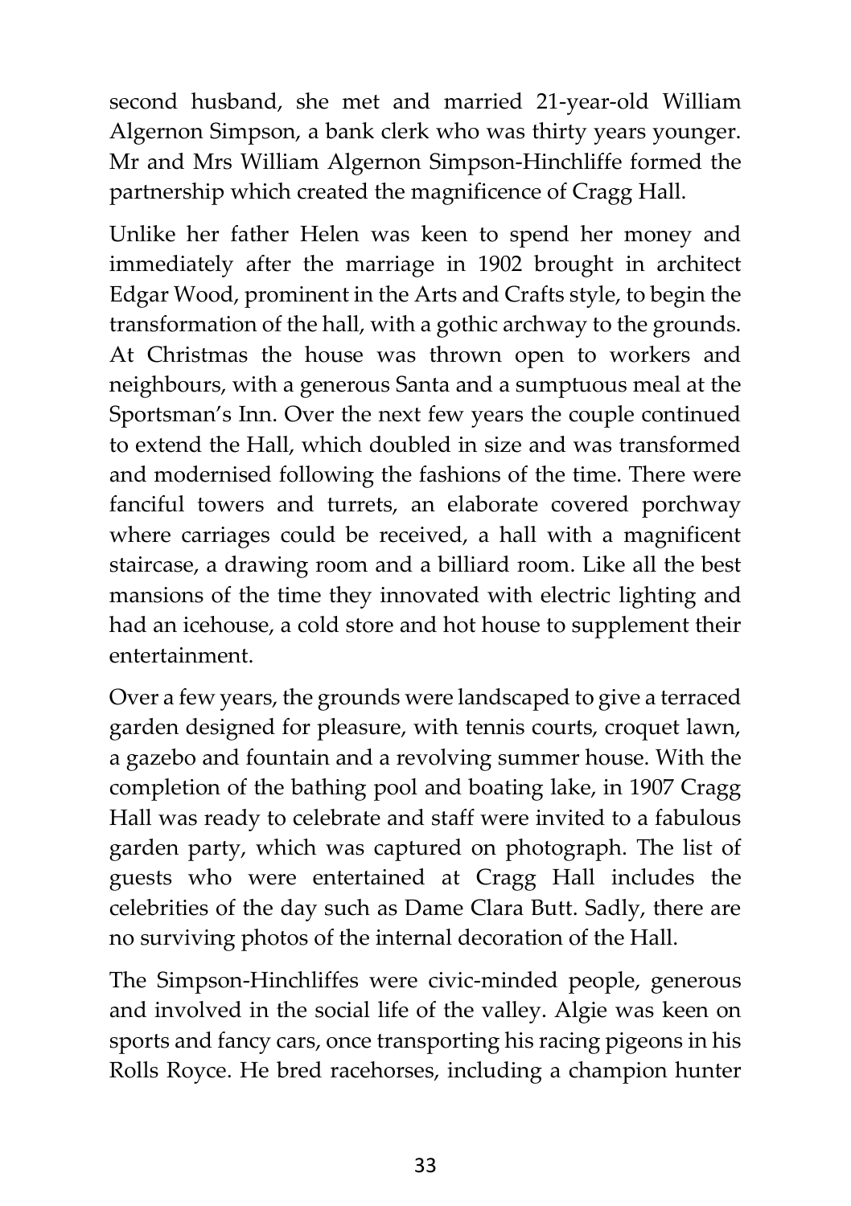second husband, she met and married 21-year-old William Algernon Simpson, a bank clerk who was thirty years younger. Mr and Mrs William Algernon Simpson-Hinchliffe formed the partnership which created the magnificence of Cragg Hall.

Unlike her father Helen was keen to spend her money and immediately after the marriage in 1902 brought in architect Edgar Wood, prominent in the Arts and Crafts style, to begin the transformation of the hall, with a gothic archway to the grounds. At Christmas the house was thrown open to workers and neighbours, with a generous Santa and a sumptuous meal at the Sportsman's Inn. Over the next few years the couple continued to extend the Hall, which doubled in size and was transformed and modernised following the fashions of the time. There were fanciful towers and turrets, an elaborate covered porchway where carriages could be received, a hall with a magnificent staircase, a drawing room and a billiard room. Like all the best mansions of the time they innovated with electric lighting and had an icehouse, a cold store and hot house to supplement their entertainment.

Over a few years, the grounds were landscaped to give a terraced garden designed for pleasure, with tennis courts, croquet lawn, a gazebo and fountain and a revolving summer house. With the completion of the bathing pool and boating lake, in 1907 Cragg Hall was ready to celebrate and staff were invited to a fabulous garden party, which was captured on photograph. The list of guests who were entertained at Cragg Hall includes the celebrities of the day such as Dame Clara Butt. Sadly, there are no surviving photos of the internal decoration of the Hall.

The Simpson-Hinchliffes were civic-minded people, generous and involved in the social life of the valley. Algie was keen on sports and fancy cars, once transporting his racing pigeons in his Rolls Royce. He bred racehorses, including a champion hunter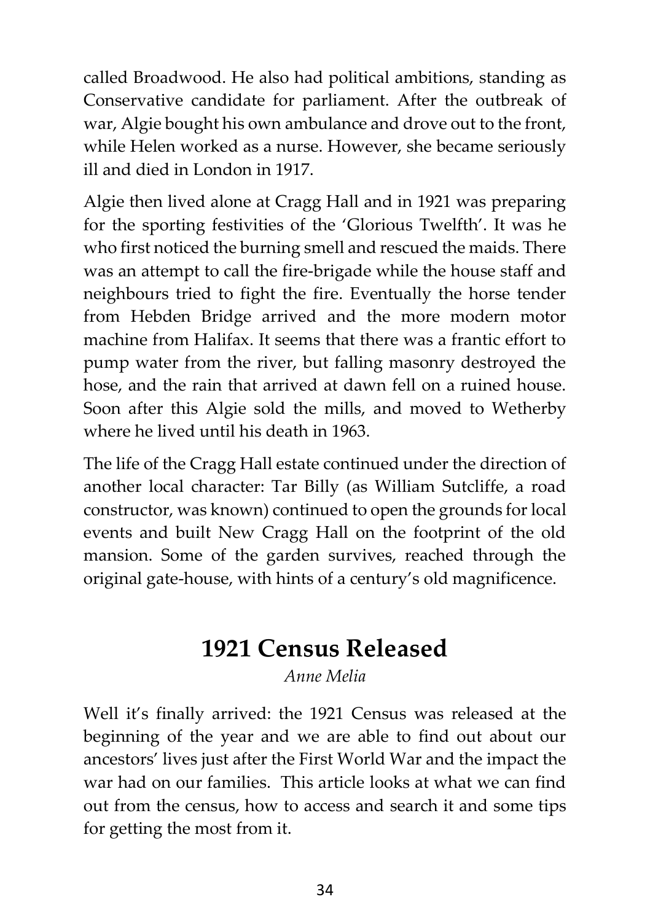called Broadwood. He also had political ambitions, standing as Conservative candidate for parliament. After the outbreak of war, Algie bought his own ambulance and drove out to the front, while Helen worked as a nurse. However, she became seriously ill and died in London in 1917.

Algie then lived alone at Cragg Hall and in 1921 was preparing for the sporting festivities of the 'Glorious Twelfth'. It was he who first noticed the burning smell and rescued the maids. There was an attempt to call the fire-brigade while the house staff and neighbours tried to fight the fire. Eventually the horse tender from Hebden Bridge arrived and the more modern motor machine from Halifax. It seems that there was a frantic effort to pump water from the river, but falling masonry destroyed the hose, and the rain that arrived at dawn fell on a ruined house. Soon after this Algie sold the mills, and moved to Wetherby where he lived until his death in 1963.

The life of the Cragg Hall estate continued under the direction of another local character: Tar Billy (as William Sutcliffe, a road constructor, was known) continued to open the grounds for local events and built New Cragg Hall on the footprint of the old mansion. Some of the garden survives, reached through the original gate-house, with hints of a century's old magnificence.

## 1921 Census Released

*Anne Melia*

Well it's finally arrived: the 1921 Census was released at the beginning of the year and we are able to find out about our ancestors' lives just after the First World War and the impact the war had on our families. This article looks at what we can find out from the census, how to access and search it and some tips for getting the most from it.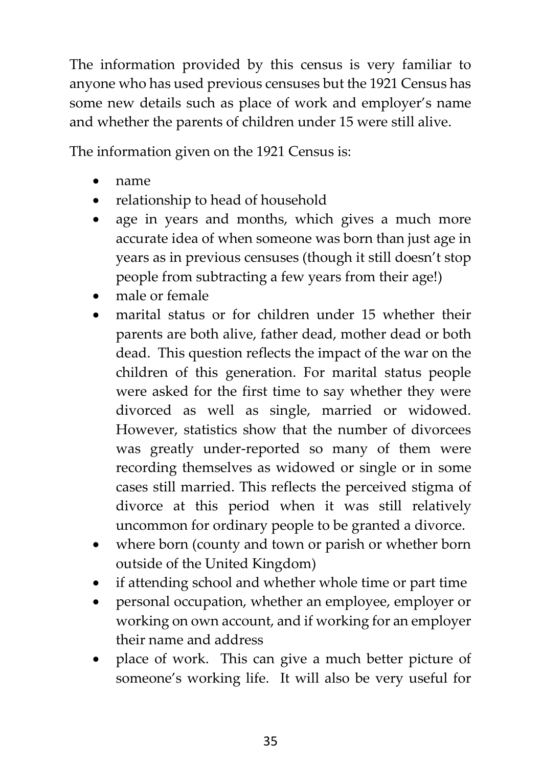The information provided by this census is very familiar to anyone who has used previous censuses but the 1921 Census has some new details such as place of work and employer's name and whether the parents of children under 15 were still alive.

The information given on the 1921 Census is:

- name
- relationship to head of household
- age in years and months, which gives a much more accurate idea of when someone was born than just age in years as in previous censuses (though it still doesn't stop people from subtracting a few years from their age!)
- male or female
- marital status or for children under 15 whether their parents are both alive, father dead, mother dead or both dead. This question reflects the impact of the war on the children of this generation. For marital status people were asked for the first time to say whether they were divorced as well as single, married or widowed. However, statistics show that the number of divorcees was greatly under-reported so many of them were recording themselves as widowed or single or in some cases still married. This reflects the perceived stigma of divorce at this period when it was still relatively uncommon for ordinary people to be granted a divorce.
- where born (county and town or parish or whether born outside of the United Kingdom)
- if attending school and whether whole time or part time
- personal occupation, whether an employee, employer or working on own account, and if working for an employer their name and address
- place of work. This can give a much better picture of someone's working life. It will also be very useful for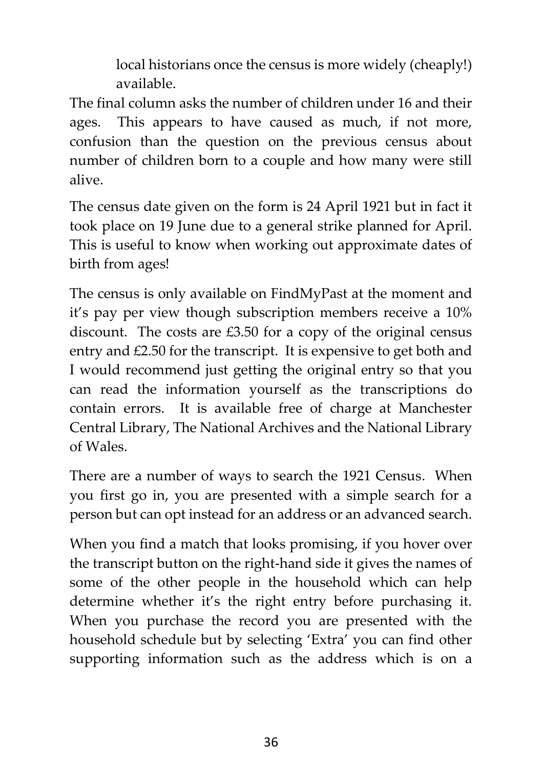local historians once the census is more widely (cheaply!) available.

The final column asks the number of children under 16 and their ages. This appears to have caused as much, if not more, confusion than the question on the previous census about number of children born to a couple and how many were still alive.

The census date given on the form is 24 April 1921 but in fact it took place on 19 June due to a general strike planned for April. This is useful to know when working out approximate dates of birth from ages!

The census is only available on FindMyPast at the moment and it's pay per view though subscription members receive a 10% discount. The costs are £3.50 for a copy of the original census entry and £2.50 for the transcript. It is expensive to get both and I would recommend just getting the original entry so that you can read the information yourself as the transcriptions do contain errors. It is available free of charge at Manchester Central Library, The National Archives and the National Library of Wales.

There are a number of ways to search the 1921 Census. When you first go in, you are presented with a simple search for a person but can opt instead for an address or an advanced search.

When you find a match that looks promising, if you hover over the transcript button on the right-hand side it gives the names of some of the other people in the household which can help determine whether it's the right entry before purchasing it. When you purchase the record you are presented with the household schedule but by selecting 'Extra' you can find other supporting information such as the address which is on a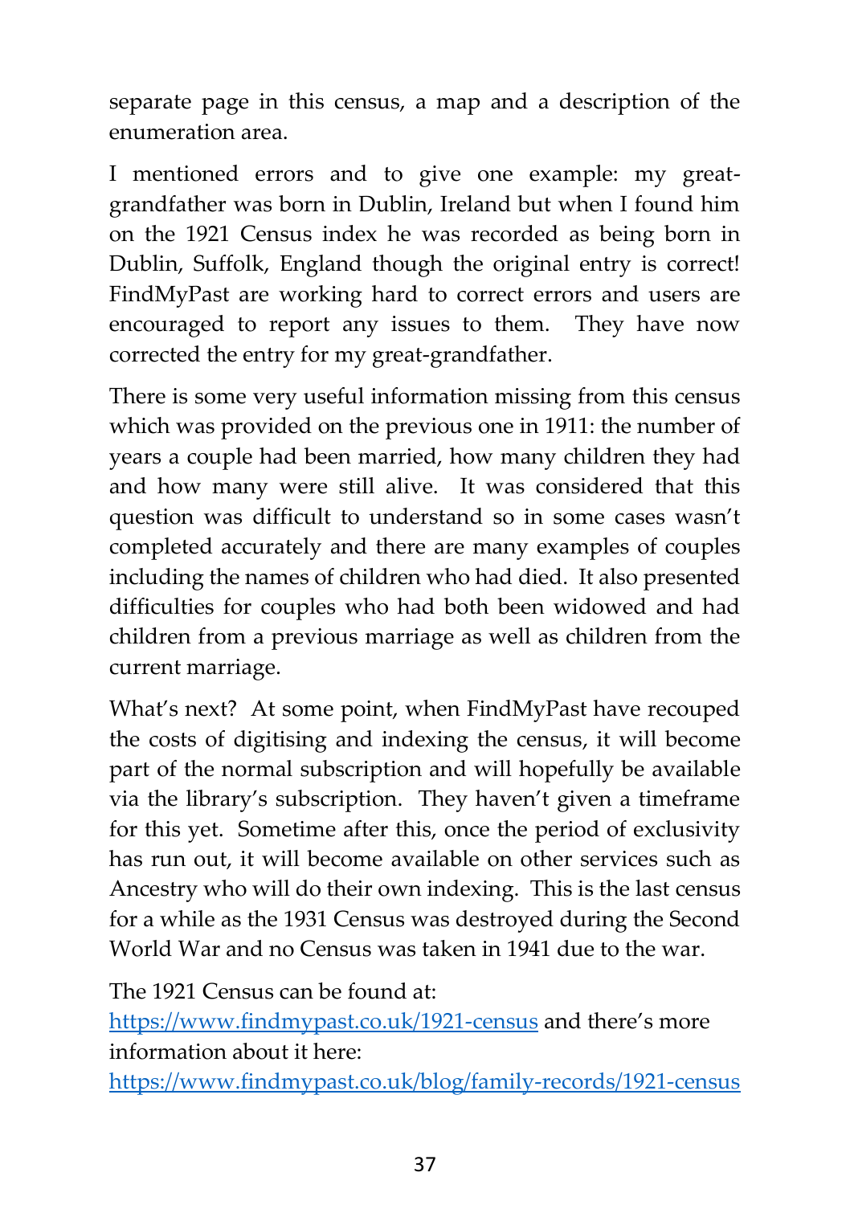separate page in this census, a map and a description of the enumeration area.

I mentioned errors and to give one example: my great-grandfather was born in Dublin, Ireland but when I found him on the 1921 Census index he was recorded as being born in Dublin, Suffolk, England though the original entry is correct! FindMyPast are working hard to correct errors and users are encouraged to report any issues to them. They have now corrected the entry for my great-grandfather.

There is some very useful information missing from this census which was provided on the previous one in 1911: the number of years a couple had been married, how many children they had and how many were still alive. It was considered that this question was difficult to understand so in some cases wasn't completed accurately and there are many examples of couples including the names of children who had died. It also presented difficulties for couples who had both been widowed and had children from a previous marriage as well as children from the current marriage.

What's next? At some point, when FindMyPast have recouped the costs of digitising and indexing the census, it will become part of the normal subscription and will hopefully be available via the library's subscription. They haven't given a timeframe for this yet. Sometime after this, once the period of exclusivity has run out, it will become available on other services such as Ancestry who will do their own indexing. This is the last census for a while as the 1931 Census was destroyed during the Second World War and no Census was taken in 1941 due to the war.

The 1921 Census can be found at:
[https://www.findmypast.co.uk/1921-census](https://www.findmypast.co.uk/1921-census) and there's more information about it here:
[https://www.findmypast.co.uk/blog/family-records/1921-census](https://www.findmypast.co.uk/blog/family-records/1921-census)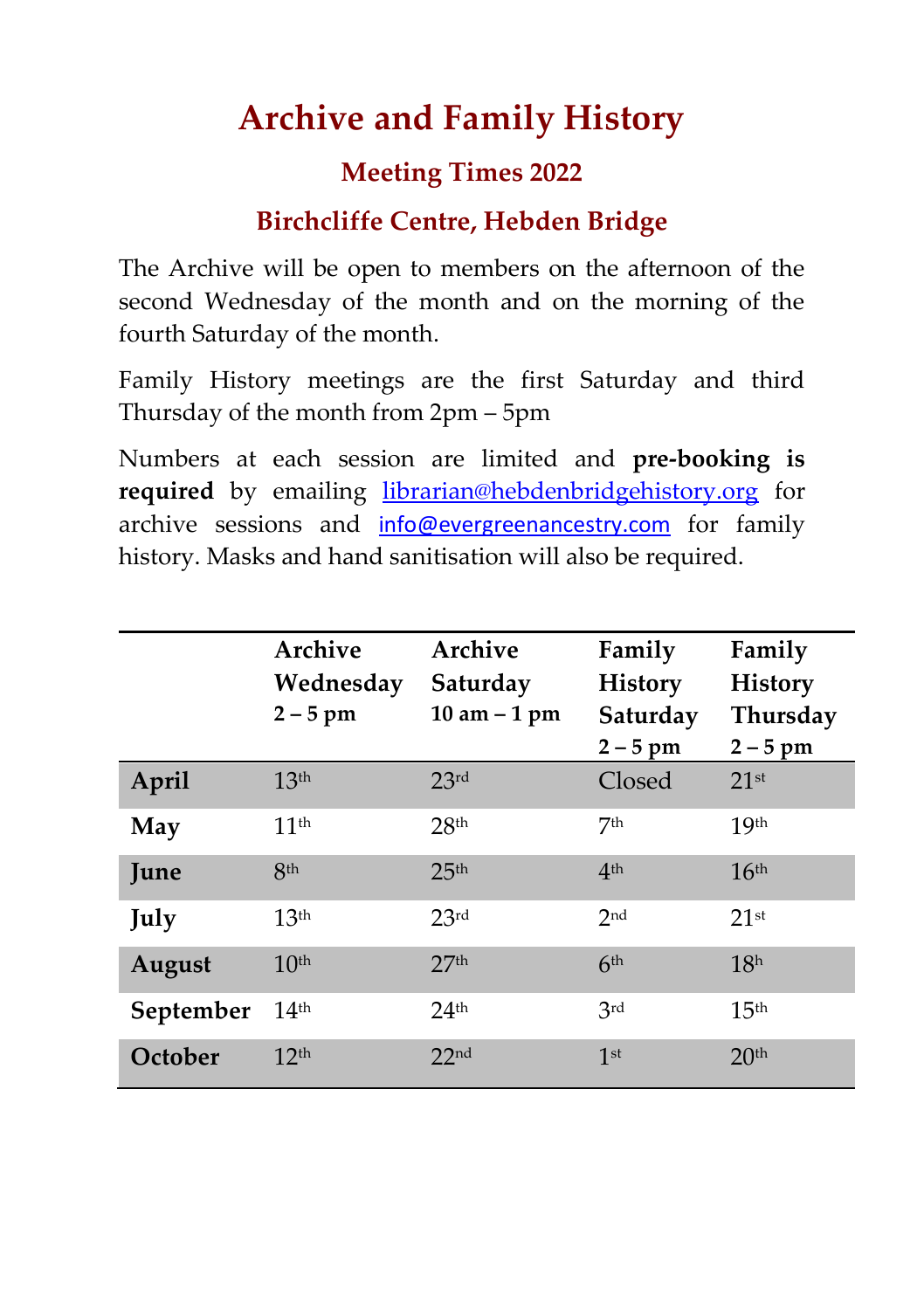# Archive and Family History

## Meeting Times 2022

## Birchcliffe Centre, Hebden Bridge

The Archive will be open to members on the afternoon of the second Wednesday of the month and on the morning of the fourth Saturday of the month.

Family History meetings are the first Saturday and third Thursday of the month from 2pm – 5pm

Numbers at each session are limited and **pre-booking is required** by emailing librarian@hebdenbridgehistory.org for archive sessions and info@evergreenancestry.com for family history. Masks and hand sanitisation will also be required.

| | **Archive Wednesday 2 – 5 pm** | **Archive Saturday 10 am – 1 pm** | **Family History Saturday 2 – 5 pm** | **Family History Thursday 2 – 5 pm** |
|---|---|---|---|---|
| **April** | 13th | 23rd | Closed | 21st |
| **May** | 11th | 28th | 7th | 19th |
| **June** | 8th | 25th | 4th | 16th |
| **July** | 13th | 23rd | 2nd | 21st |
| **August** | 10th | 27th | 6th | 18h |
| **September** | 14th | 24th | 3rd | 15th |
| **October** | 12th | 22nd | 1st | 20th |